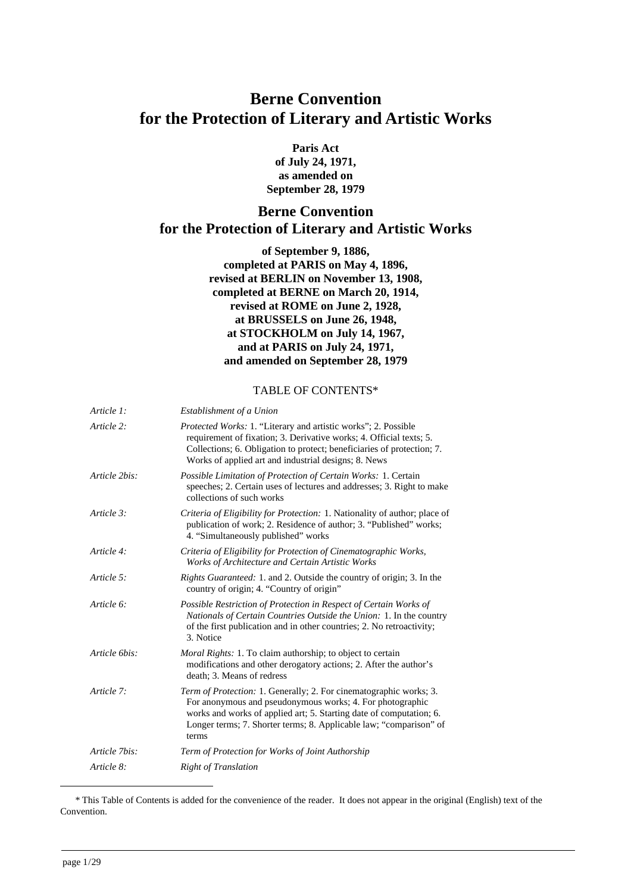# Berne Convention for the Protection of Literary and Artistic Works

**Paris Act**
**of July 24, 1971,**
**as amended on**
**September 28, 1979**

## Berne Convention for the Protection of Literary and Artistic Works

**of September 9, 1886,**
**completed at PARIS on May 4, 1896,**
**revised at BERLIN on November 13, 1908,**
**completed at BERNE on March 20, 1914,**
**revised at ROME on June 2, 1928,**
**at BRUSSELS on June 26, 1948,**
**at STOCKHOLM on July 14, 1967,**
**and at PARIS on July 24, 1971,**
**and amended on September 28, 1979**

TABLE OF CONTENTS*

| | |
|---|---|
| *Article 1:* | *Establishment of a Union* |
| *Article 2:* | *Protected Works:* 1. "Literary and artistic works"; 2. Possible requirement of fixation; 3. Derivative works; 4. Official texts; 5. Collections; 6. Obligation to protect; beneficiaries of protection; 7. Works of applied art and industrial designs; 8. News |
| *Article 2bis:* | *Possible Limitation of Protection of Certain Works:* 1. Certain speeches; 2. Certain uses of lectures and addresses; 3. Right to make collections of such works |
| *Article 3:* | *Criteria of Eligibility for Protection:* 1. Nationality of author; place of publication of work; 2. Residence of author; 3. "Published" works; 4. "Simultaneously published" works |
| *Article 4:* | *Criteria of Eligibility for Protection of Cinematographic Works, Works of Architecture and Certain Artistic Works* |
| *Article 5:* | *Rights Guaranteed:* 1. and 2. Outside the country of origin; 3. In the country of origin; 4. "Country of origin" |
| *Article 6:* | *Possible Restriction of Protection in Respect of Certain Works of Nationals of Certain Countries Outside the Union:* 1. In the country of the first publication and in other countries; 2. No retroactivity; 3. Notice |
| *Article 6bis:* | *Moral Rights:* 1. To claim authorship; to object to certain modifications and other derogatory actions; 2. After the author's death; 3. Means of redress |
| *Article 7:* | *Term of Protection:* 1. Generally; 2. For cinematographic works; 3. For anonymous and pseudonymous works; 4. For photographic works and works of applied art; 5. Starting date of computation; 6. Longer terms; 7. Shorter terms; 8. Applicable law; "comparison" of terms |
| *Article 7bis:* | *Term of Protection for Works of Joint Authorship* |
| *Article 8:* | *Right of Translation* |

\* This Table of Contents is added for the convenience of the reader. It does not appear in the original (English) text of the Convention.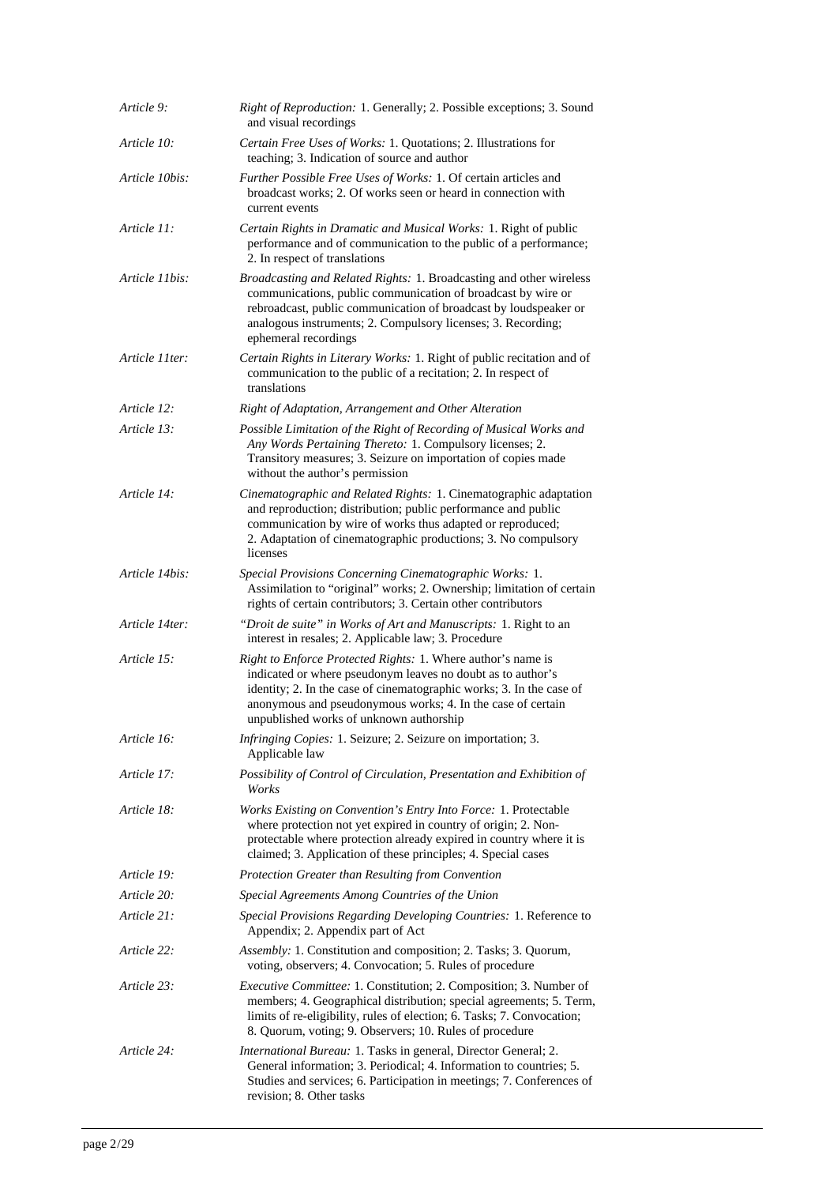| | |
|---|---|
| *Article 9:* | *Right of Reproduction:* 1. Generally; 2. Possible exceptions; 3. Sound and visual recordings |
| *Article 10:* | *Certain Free Uses of Works:* 1. Quotations; 2. Illustrations for teaching; 3. Indication of source and author |
| *Article 10bis:* | *Further Possible Free Uses of Works:* 1. Of certain articles and broadcast works; 2. Of works seen or heard in connection with current events |
| *Article 11:* | *Certain Rights in Dramatic and Musical Works:* 1. Right of public performance and of communication to the public of a performance; 2. In respect of translations |
| *Article 11bis:* | *Broadcasting and Related Rights:* 1. Broadcasting and other wireless communications, public communication of broadcast by wire or rebroadcast, public communication of broadcast by loudspeaker or analogous instruments; 2. Compulsory licenses; 3. Recording; ephemeral recordings |
| *Article 11ter:* | *Certain Rights in Literary Works:* 1. Right of public recitation and of communication to the public of a recitation; 2. In respect of translations |
| *Article 12:* | *Right of Adaptation, Arrangement and Other Alteration* |
| *Article 13:* | *Possible Limitation of the Right of Recording of Musical Works and Any Words Pertaining Thereto:* 1. Compulsory licenses; 2. Transitory measures; 3. Seizure on importation of copies made without the author's permission |
| *Article 14:* | *Cinematographic and Related Rights:* 1. Cinematographic adaptation and reproduction; distribution; public performance and public communication by wire of works thus adapted or reproduced; 2. Adaptation of cinematographic productions; 3. No compulsory licenses |
| *Article 14bis:* | *Special Provisions Concerning Cinematographic Works:* 1. Assimilation to "original" works; 2. Ownership; limitation of certain rights of certain contributors; 3. Certain other contributors |
| *Article 14ter:* | *"Droit de suite" in Works of Art and Manuscripts:* 1. Right to an interest in resales; 2. Applicable law; 3. Procedure |
| *Article 15:* | *Right to Enforce Protected Rights:* 1. Where author's name is indicated or where pseudonym leaves no doubt as to author's identity; 2. In the case of cinematographic works; 3. In the case of anonymous and pseudonymous works; 4. In the case of certain unpublished works of unknown authorship |
| *Article 16:* | *Infringing Copies:* 1. Seizure; 2. Seizure on importation; 3. Applicable law |
| *Article 17:* | *Possibility of Control of Circulation, Presentation and Exhibition of Works* |
| *Article 18:* | *Works Existing on Convention's Entry Into Force:* 1. Protectable where protection not yet expired in country of origin; 2. Non-protectable where protection already expired in country where it is claimed; 3. Application of these principles; 4. Special cases |
| *Article 19:* | *Protection Greater than Resulting from Convention* |
| *Article 20:* | *Special Agreements Among Countries of the Union* |
| *Article 21:* | *Special Provisions Regarding Developing Countries:* 1. Reference to Appendix; 2. Appendix part of Act |
| *Article 22:* | *Assembly:* 1. Constitution and composition; 2. Tasks; 3. Quorum, voting, observers; 4. Convocation; 5. Rules of procedure |
| *Article 23:* | *Executive Committee:* 1. Constitution; 2. Composition; 3. Number of members; 4. Geographical distribution; special agreements; 5. Term, limits of re-eligibility, rules of election; 6. Tasks; 7. Convocation; 8. Quorum, voting; 9. Observers; 10. Rules of procedure |
| *Article 24:* | *International Bureau:* 1. Tasks in general, Director General; 2. General information; 3. Periodical; 4. Information to countries; 5. Studies and services; 6. Participation in meetings; 7. Conferences of revision; 8. Other tasks |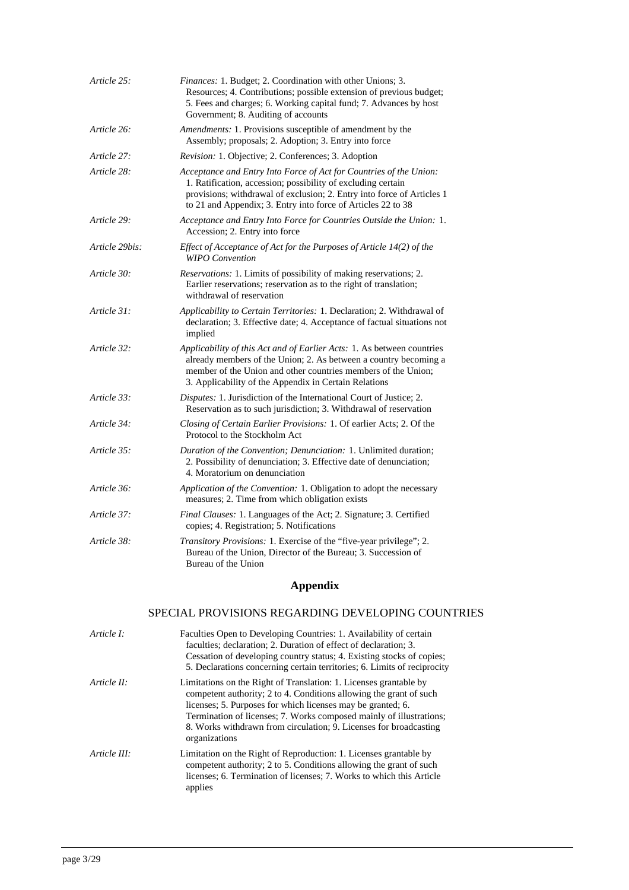| | |
|---|---|
| *Article 25:* | *Finances:* 1. Budget; 2. Coordination with other Unions; 3. Resources; 4. Contributions; possible extension of previous budget; 5. Fees and charges; 6. Working capital fund; 7. Advances by host Government; 8. Auditing of accounts |
| *Article 26:* | *Amendments:* 1. Provisions susceptible of amendment by the Assembly; proposals; 2. Adoption; 3. Entry into force |
| *Article 27:* | *Revision:* 1. Objective; 2. Conferences; 3. Adoption |
| *Article 28:* | *Acceptance and Entry Into Force of Act for Countries of the Union:* 1. Ratification, accession; possibility of excluding certain provisions; withdrawal of exclusion; 2. Entry into force of Articles 1 to 21 and Appendix; 3. Entry into force of Articles 22 to 38 |
| *Article 29:* | *Acceptance and Entry Into Force for Countries Outside the Union:* 1. Accession; 2. Entry into force |
| *Article 29bis:* | *Effect of Acceptance of Act for the Purposes of Article 14(2) of the WIPO Convention* |
| *Article 30:* | *Reservations:* 1. Limits of possibility of making reservations; 2. Earlier reservations; reservation as to the right of translation; withdrawal of reservation |
| *Article 31:* | *Applicability to Certain Territories:* 1. Declaration; 2. Withdrawal of declaration; 3. Effective date; 4. Acceptance of factual situations not implied |
| *Article 32:* | *Applicability of this Act and of Earlier Acts:* 1. As between countries already members of the Union; 2. As between a country becoming a member of the Union and other countries members of the Union; 3. Applicability of the Appendix in Certain Relations |
| *Article 33:* | *Disputes:* 1. Jurisdiction of the International Court of Justice; 2. Reservation as to such jurisdiction; 3. Withdrawal of reservation |
| *Article 34:* | *Closing of Certain Earlier Provisions:* 1. Of earlier Acts; 2. Of the Protocol to the Stockholm Act |
| *Article 35:* | *Duration of the Convention; Denunciation:* 1. Unlimited duration; 2. Possibility of denunciation; 3. Effective date of denunciation; 4. Moratorium on denunciation |
| *Article 36:* | *Application of the Convention:* 1. Obligation to adopt the necessary measures; 2. Time from which obligation exists |
| *Article 37:* | *Final Clauses:* 1. Languages of the Act; 2. Signature; 3. Certified copies; 4. Registration; 5. Notifications |
| *Article 38:* | *Transitory Provisions:* 1. Exercise of the "five-year privilege"; 2. Bureau of the Union, Director of the Bureau; 3. Succession of Bureau of the Union |

## Appendix

### SPECIAL PROVISIONS REGARDING DEVELOPING COUNTRIES

| | |
|---|---|
| *Article I:* | Faculties Open to Developing Countries: 1. Availability of certain faculties; declaration; 2. Duration of effect of declaration; 3. Cessation of developing country status; 4. Existing stocks of copies; 5. Declarations concerning certain territories; 6. Limits of reciprocity |
| *Article II:* | Limitations on the Right of Translation: 1. Licenses grantable by competent authority; 2 to 4. Conditions allowing the grant of such licenses; 5. Purposes for which licenses may be granted; 6. Termination of licenses; 7. Works composed mainly of illustrations; 8. Works withdrawn from circulation; 9. Licenses for broadcasting organizations |
| *Article III:* | Limitation on the Right of Reproduction: 1. Licenses grantable by competent authority; 2 to 5. Conditions allowing the grant of such licenses; 6. Termination of licenses; 7. Works to which this Article applies |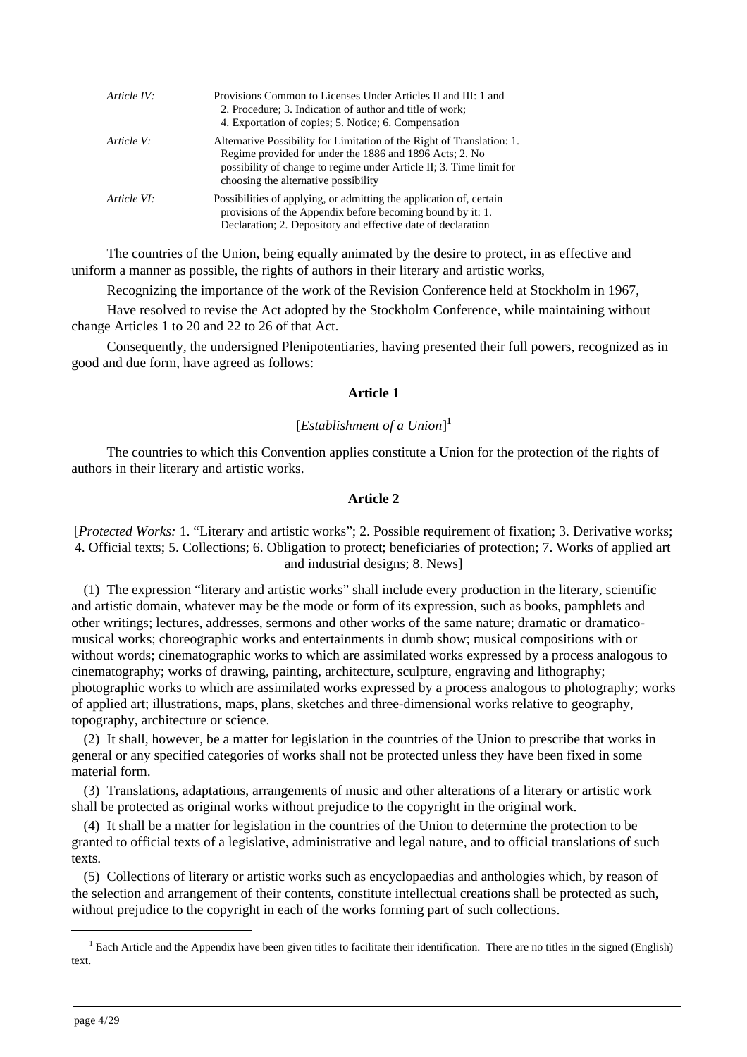| | |
|---|---|
| *Article IV:* | Provisions Common to Licenses Under Articles II and III: 1 and 2. Procedure; 3. Indication of author and title of work; 4. Exportation of copies; 5. Notice; 6. Compensation |
| *Article V:* | Alternative Possibility for Limitation of the Right of Translation: 1. Regime provided for under the 1886 and 1896 Acts; 2. No possibility of change to regime under Article II; 3. Time limit for choosing the alternative possibility |
| *Article VI:* | Possibilities of applying, or admitting the application of, certain provisions of the Appendix before becoming bound by it: 1. Declaration; 2. Depository and effective date of declaration |

The countries of the Union, being equally animated by the desire to protect, in as effective and uniform a manner as possible, the rights of authors in their literary and artistic works,

Recognizing the importance of the work of the Revision Conference held at Stockholm in 1967,

Have resolved to revise the Act adopted by the Stockholm Conference, while maintaining without change Articles 1 to 20 and 22 to 26 of that Act.

Consequently, the undersigned Plenipotentiaries, having presented their full powers, recognized as in good and due form, have agreed as follows:

## Article 1

[*Establishment of a Union*][1]

The countries to which this Convention applies constitute a Union for the protection of the rights of authors in their literary and artistic works.

## Article 2

[*Protected Works:* 1. "Literary and artistic works"; 2. Possible requirement of fixation; 3. Derivative works; 4. Official texts; 5. Collections; 6. Obligation to protect; beneficiaries of protection; 7. Works of applied art and industrial designs; 8. News]

(1) The expression "literary and artistic works" shall include every production in the literary, scientific and artistic domain, whatever may be the mode or form of its expression, such as books, pamphlets and other writings; lectures, addresses, sermons and other works of the same nature; dramatic or dramatico-musical works; choreographic works and entertainments in dumb show; musical compositions with or without words; cinematographic works to which are assimilated works expressed by a process analogous to cinematography; works of drawing, painting, architecture, sculpture, engraving and lithography; photographic works to which are assimilated works expressed by a process analogous to photography; works of applied art; illustrations, maps, plans, sketches and three-dimensional works relative to geography, topography, architecture or science.

(2) It shall, however, be a matter for legislation in the countries of the Union to prescribe that works in general or any specified categories of works shall not be protected unless they have been fixed in some material form.

(3) Translations, adaptations, arrangements of music and other alterations of a literary or artistic work shall be protected as original works without prejudice to the copyright in the original work.

(4) It shall be a matter for legislation in the countries of the Union to determine the protection to be granted to official texts of a legislative, administrative and legal nature, and to official translations of such texts.

(5) Collections of literary or artistic works such as encyclopaedias and anthologies which, by reason of the selection and arrangement of their contents, constitute intellectual creations shall be protected as such, without prejudice to the copyright in each of the works forming part of such collections.

---

[1] Each Article and the Appendix have been given titles to facilitate their identification. There are no titles in the signed (English) text.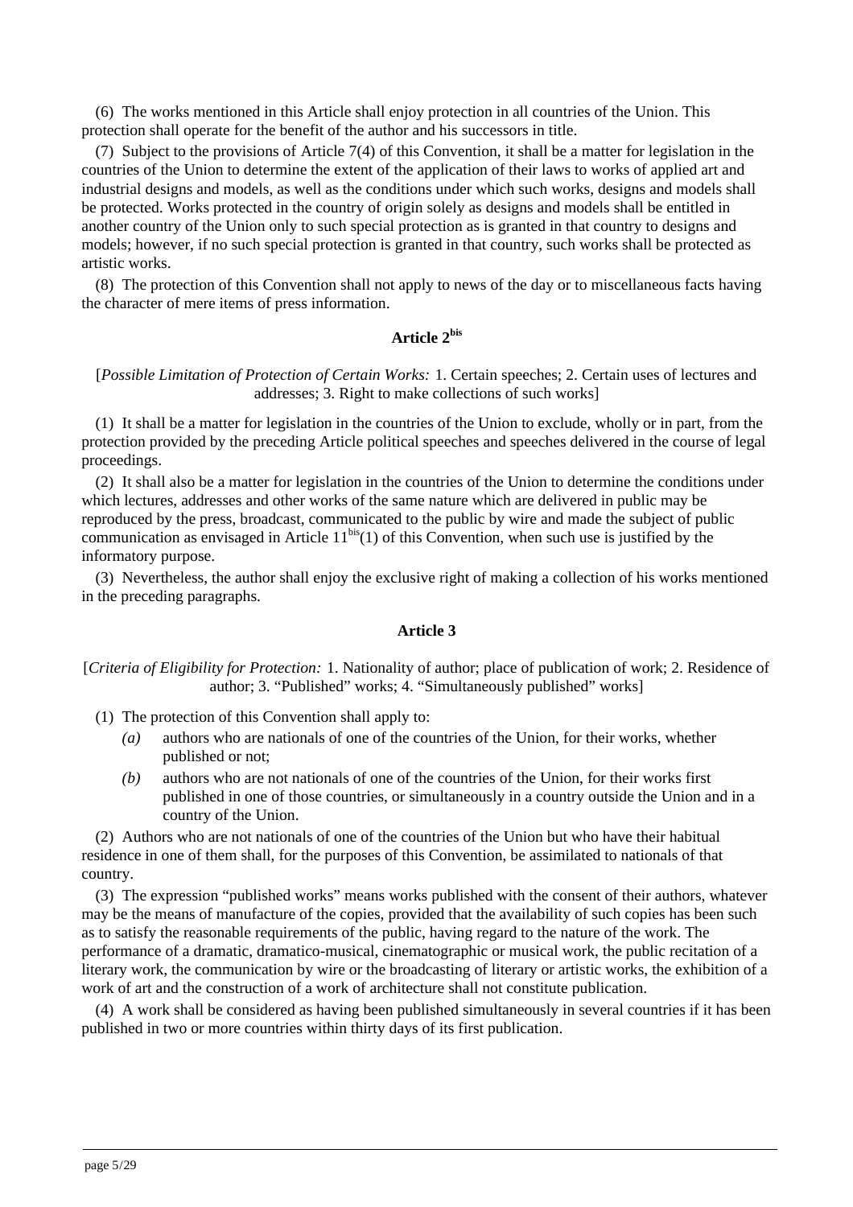(6) The works mentioned in this Article shall enjoy protection in all countries of the Union. This protection shall operate for the benefit of the author and his successors in title.

(7) Subject to the provisions of Article 7(4) of this Convention, it shall be a matter for legislation in the countries of the Union to determine the extent of the application of their laws to works of applied art and industrial designs and models, as well as the conditions under which such works, designs and models shall be protected. Works protected in the country of origin solely as designs and models shall be entitled in another country of the Union only to such special protection as is granted in that country to designs and models; however, if no such special protection is granted in that country, such works shall be protected as artistic works.

(8) The protection of this Convention shall not apply to news of the day or to miscellaneous facts having the character of mere items of press information.

### Article 2bis

[*Possible Limitation of Protection of Certain Works:* 1. Certain speeches; 2. Certain uses of lectures and addresses; 3. Right to make collections of such works]

(1) It shall be a matter for legislation in the countries of the Union to exclude, wholly or in part, from the protection provided by the preceding Article political speeches and speeches delivered in the course of legal proceedings.

(2) It shall also be a matter for legislation in the countries of the Union to determine the conditions under which lectures, addresses and other works of the same nature which are delivered in public may be reproduced by the press, broadcast, communicated to the public by wire and made the subject of public communication as envisaged in Article 11bis(1) of this Convention, when such use is justified by the informatory purpose.

(3) Nevertheless, the author shall enjoy the exclusive right of making a collection of his works mentioned in the preceding paragraphs.

### Article 3

[*Criteria of Eligibility for Protection:* 1. Nationality of author; place of publication of work; 2. Residence of author; 3. "Published" works; 4. "Simultaneously published" works]

(1) The protection of this Convention shall apply to:

- *(a)* authors who are nationals of one of the countries of the Union, for their works, whether published or not;
- *(b)* authors who are not nationals of one of the countries of the Union, for their works first published in one of those countries, or simultaneously in a country outside the Union and in a country of the Union.

(2) Authors who are not nationals of one of the countries of the Union but who have their habitual residence in one of them shall, for the purposes of this Convention, be assimilated to nationals of that country.

(3) The expression "published works" means works published with the consent of their authors, whatever may be the means of manufacture of the copies, provided that the availability of such copies has been such as to satisfy the reasonable requirements of the public, having regard to the nature of the work. The performance of a dramatic, dramatico-musical, cinematographic or musical work, the public recitation of a literary work, the communication by wire or the broadcasting of literary or artistic works, the exhibition of a work of art and the construction of a work of architecture shall not constitute publication.

(4) A work shall be considered as having been published simultaneously in several countries if it has been published in two or more countries within thirty days of its first publication.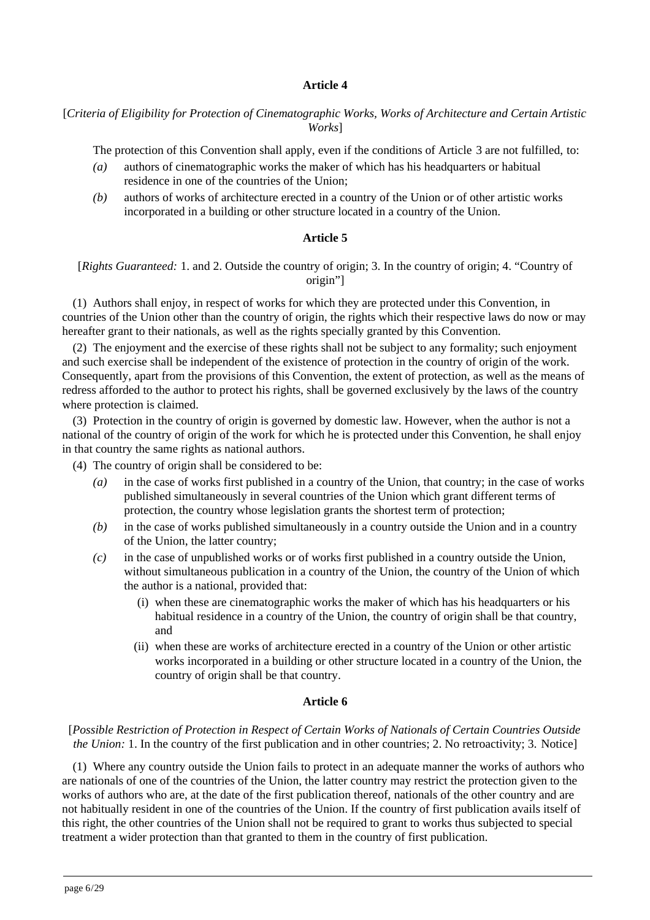### Article 4

[*Criteria of Eligibility for Protection of Cinematographic Works, Works of Architecture and Certain Artistic Works*]

The protection of this Convention shall apply, even if the conditions of Article 3 are not fulfilled, to:

*(a)* authors of cinematographic works the maker of which has his headquarters or habitual residence in one of the countries of the Union;

*(b)* authors of works of architecture erected in a country of the Union or of other artistic works incorporated in a building or other structure located in a country of the Union.

### Article 5

[*Rights Guaranteed:* 1. and 2. Outside the country of origin; 3. In the country of origin; 4. "Country of origin"]

(1) Authors shall enjoy, in respect of works for which they are protected under this Convention, in countries of the Union other than the country of origin, the rights which their respective laws do now or may hereafter grant to their nationals, as well as the rights specially granted by this Convention.

(2) The enjoyment and the exercise of these rights shall not be subject to any formality; such enjoyment and such exercise shall be independent of the existence of protection in the country of origin of the work. Consequently, apart from the provisions of this Convention, the extent of protection, as well as the means of redress afforded to the author to protect his rights, shall be governed exclusively by the laws of the country where protection is claimed.

(3) Protection in the country of origin is governed by domestic law. However, when the author is not a national of the country of origin of the work for which he is protected under this Convention, he shall enjoy in that country the same rights as national authors.

(4) The country of origin shall be considered to be:

*(a)* in the case of works first published in a country of the Union, that country; in the case of works published simultaneously in several countries of the Union which grant different terms of protection, the country whose legislation grants the shortest term of protection;

*(b)* in the case of works published simultaneously in a country outside the Union and in a country of the Union, the latter country;

*(c)* in the case of unpublished works or of works first published in a country outside the Union, without simultaneous publication in a country of the Union, the country of the Union of which the author is a national, provided that:

(i) when these are cinematographic works the maker of which has his headquarters or his habitual residence in a country of the Union, the country of origin shall be that country, and

(ii) when these are works of architecture erected in a country of the Union or other artistic works incorporated in a building or other structure located in a country of the Union, the country of origin shall be that country.

### Article 6

[*Possible Restriction of Protection in Respect of Certain Works of Nationals of Certain Countries Outside the Union:* 1. In the country of the first publication and in other countries; 2. No retroactivity; 3. Notice]

(1) Where any country outside the Union fails to protect in an adequate manner the works of authors who are nationals of one of the countries of the Union, the latter country may restrict the protection given to the works of authors who are, at the date of the first publication thereof, nationals of the other country and are not habitually resident in one of the countries of the Union. If the country of first publication avails itself of this right, the other countries of the Union shall not be required to grant to works thus subjected to special treatment a wider protection than that granted to them in the country of first publication.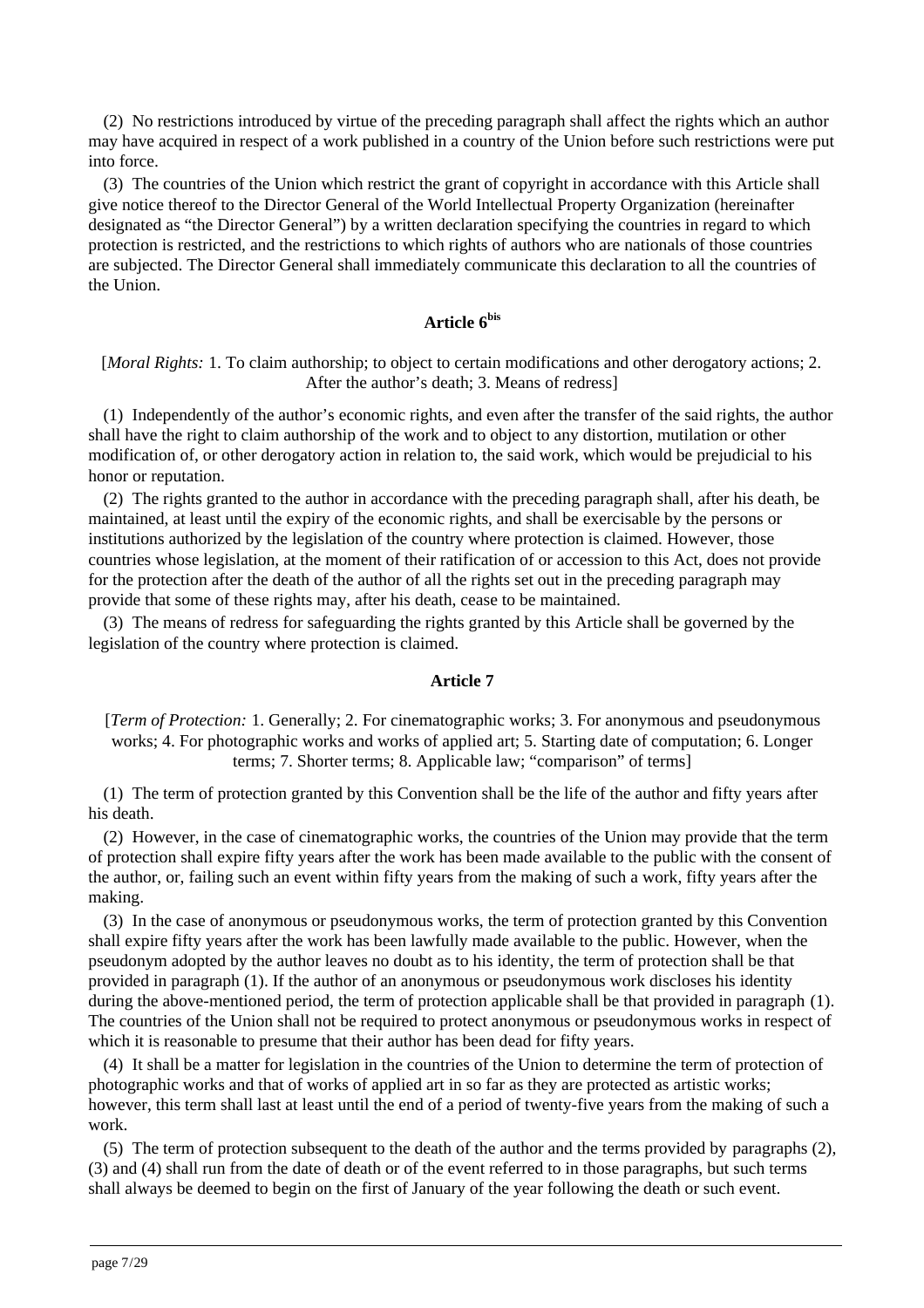(2) No restrictions introduced by virtue of the preceding paragraph shall affect the rights which an author may have acquired in respect of a work published in a country of the Union before such restrictions were put into force.

(3) The countries of the Union which restrict the grant of copyright in accordance with this Article shall give notice thereof to the Director General of the World Intellectual Property Organization (hereinafter designated as "the Director General") by a written declaration specifying the countries in regard to which protection is restricted, and the restrictions to which rights of authors who are nationals of those countries are subjected. The Director General shall immediately communicate this declaration to all the countries of the Union.

### Article 6bis

[*Moral Rights:* 1. To claim authorship; to object to certain modifications and other derogatory actions; 2. After the author's death; 3. Means of redress]

(1) Independently of the author's economic rights, and even after the transfer of the said rights, the author shall have the right to claim authorship of the work and to object to any distortion, mutilation or other modification of, or other derogatory action in relation to, the said work, which would be prejudicial to his honor or reputation.

(2) The rights granted to the author in accordance with the preceding paragraph shall, after his death, be maintained, at least until the expiry of the economic rights, and shall be exercisable by the persons or institutions authorized by the legislation of the country where protection is claimed. However, those countries whose legislation, at the moment of their ratification of or accession to this Act, does not provide for the protection after the death of the author of all the rights set out in the preceding paragraph may provide that some of these rights may, after his death, cease to be maintained.

(3) The means of redress for safeguarding the rights granted by this Article shall be governed by the legislation of the country where protection is claimed.

### Article 7

[*Term of Protection:* 1. Generally; 2. For cinematographic works; 3. For anonymous and pseudonymous works; 4. For photographic works and works of applied art; 5. Starting date of computation; 6. Longer terms; 7. Shorter terms; 8. Applicable law; "comparison" of terms]

(1) The term of protection granted by this Convention shall be the life of the author and fifty years after his death.

(2) However, in the case of cinematographic works, the countries of the Union may provide that the term of protection shall expire fifty years after the work has been made available to the public with the consent of the author, or, failing such an event within fifty years from the making of such a work, fifty years after the making.

(3) In the case of anonymous or pseudonymous works, the term of protection granted by this Convention shall expire fifty years after the work has been lawfully made available to the public. However, when the pseudonym adopted by the author leaves no doubt as to his identity, the term of protection shall be that provided in paragraph (1). If the author of an anonymous or pseudonymous work discloses his identity during the above-mentioned period, the term of protection applicable shall be that provided in paragraph (1). The countries of the Union shall not be required to protect anonymous or pseudonymous works in respect of which it is reasonable to presume that their author has been dead for fifty years.

(4) It shall be a matter for legislation in the countries of the Union to determine the term of protection of photographic works and that of works of applied art in so far as they are protected as artistic works; however, this term shall last at least until the end of a period of twenty-five years from the making of such a work.

(5) The term of protection subsequent to the death of the author and the terms provided by paragraphs (2), (3) and (4) shall run from the date of death or of the event referred to in those paragraphs, but such terms shall always be deemed to begin on the first of January of the year following the death or such event.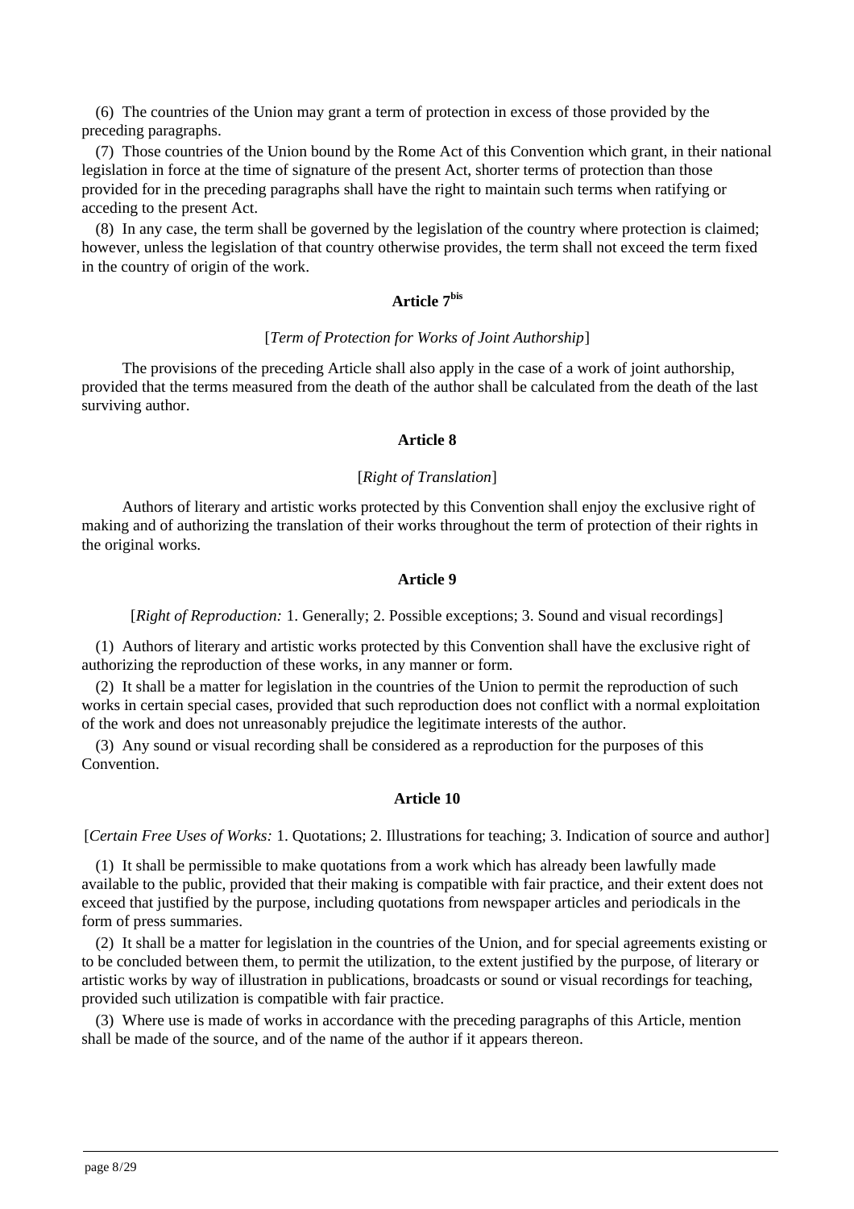(6) The countries of the Union may grant a term of protection in excess of those provided by the preceding paragraphs.

(7) Those countries of the Union bound by the Rome Act of this Convention which grant, in their national legislation in force at the time of signature of the present Act, shorter terms of protection than those provided for in the preceding paragraphs shall have the right to maintain such terms when ratifying or acceding to the present Act.

(8) In any case, the term shall be governed by the legislation of the country where protection is claimed; however, unless the legislation of that country otherwise provides, the term shall not exceed the term fixed in the country of origin of the work.

### Article 7bis

[*Term of Protection for Works of Joint Authorship*]

The provisions of the preceding Article shall also apply in the case of a work of joint authorship, provided that the terms measured from the death of the author shall be calculated from the death of the last surviving author.

### Article 8

[*Right of Translation*]

Authors of literary and artistic works protected by this Convention shall enjoy the exclusive right of making and of authorizing the translation of their works throughout the term of protection of their rights in the original works.

### Article 9

[*Right of Reproduction:* 1. Generally; 2. Possible exceptions; 3. Sound and visual recordings]

(1) Authors of literary and artistic works protected by this Convention shall have the exclusive right of authorizing the reproduction of these works, in any manner or form.

(2) It shall be a matter for legislation in the countries of the Union to permit the reproduction of such works in certain special cases, provided that such reproduction does not conflict with a normal exploitation of the work and does not unreasonably prejudice the legitimate interests of the author.

(3) Any sound or visual recording shall be considered as a reproduction for the purposes of this Convention.

### Article 10

[*Certain Free Uses of Works:* 1. Quotations; 2. Illustrations for teaching; 3. Indication of source and author]

(1) It shall be permissible to make quotations from a work which has already been lawfully made available to the public, provided that their making is compatible with fair practice, and their extent does not exceed that justified by the purpose, including quotations from newspaper articles and periodicals in the form of press summaries.

(2) It shall be a matter for legislation in the countries of the Union, and for special agreements existing or to be concluded between them, to permit the utilization, to the extent justified by the purpose, of literary or artistic works by way of illustration in publications, broadcasts or sound or visual recordings for teaching, provided such utilization is compatible with fair practice.

(3) Where use is made of works in accordance with the preceding paragraphs of this Article, mention shall be made of the source, and of the name of the author if it appears thereon.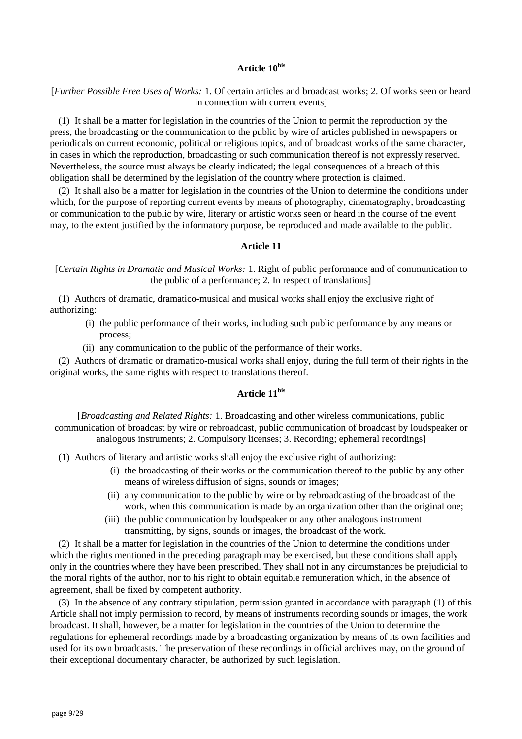## Article 10bis

[*Further Possible Free Uses of Works:* 1. Of certain articles and broadcast works; 2. Of works seen or heard in connection with current events]

(1) It shall be a matter for legislation in the countries of the Union to permit the reproduction by the press, the broadcasting or the communication to the public by wire of articles published in newspapers or periodicals on current economic, political or religious topics, and of broadcast works of the same character, in cases in which the reproduction, broadcasting or such communication thereof is not expressly reserved. Nevertheless, the source must always be clearly indicated; the legal consequences of a breach of this obligation shall be determined by the legislation of the country where protection is claimed.

(2) It shall also be a matter for legislation in the countries of the Union to determine the conditions under which, for the purpose of reporting current events by means of photography, cinematography, broadcasting or communication to the public by wire, literary or artistic works seen or heard in the course of the event may, to the extent justified by the informatory purpose, be reproduced and made available to the public.

## Article 11

[*Certain Rights in Dramatic and Musical Works:* 1. Right of public performance and of communication to the public of a performance; 2. In respect of translations]

(1) Authors of dramatic, dramatico-musical and musical works shall enjoy the exclusive right of authorizing:

(i) the public performance of their works, including such public performance by any means or process;

(ii) any communication to the public of the performance of their works.

(2) Authors of dramatic or dramatico-musical works shall enjoy, during the full term of their rights in the original works, the same rights with respect to translations thereof.

## Article 11bis

[*Broadcasting and Related Rights:* 1. Broadcasting and other wireless communications, public communication of broadcast by wire or rebroadcast, public communication of broadcast by loudspeaker or analogous instruments; 2. Compulsory licenses; 3. Recording; ephemeral recordings]

(1) Authors of literary and artistic works shall enjoy the exclusive right of authorizing:

(i) the broadcasting of their works or the communication thereof to the public by any other means of wireless diffusion of signs, sounds or images;

(ii) any communication to the public by wire or by rebroadcasting of the broadcast of the work, when this communication is made by an organization other than the original one;

(iii) the public communication by loudspeaker or any other analogous instrument transmitting, by signs, sounds or images, the broadcast of the work.

(2) It shall be a matter for legislation in the countries of the Union to determine the conditions under which the rights mentioned in the preceding paragraph may be exercised, but these conditions shall apply only in the countries where they have been prescribed. They shall not in any circumstances be prejudicial to the moral rights of the author, nor to his right to obtain equitable remuneration which, in the absence of agreement, shall be fixed by competent authority.

(3) In the absence of any contrary stipulation, permission granted in accordance with paragraph (1) of this Article shall not imply permission to record, by means of instruments recording sounds or images, the work broadcast. It shall, however, be a matter for legislation in the countries of the Union to determine the regulations for ephemeral recordings made by a broadcasting organization by means of its own facilities and used for its own broadcasts. The preservation of these recordings in official archives may, on the ground of their exceptional documentary character, be authorized by such legislation.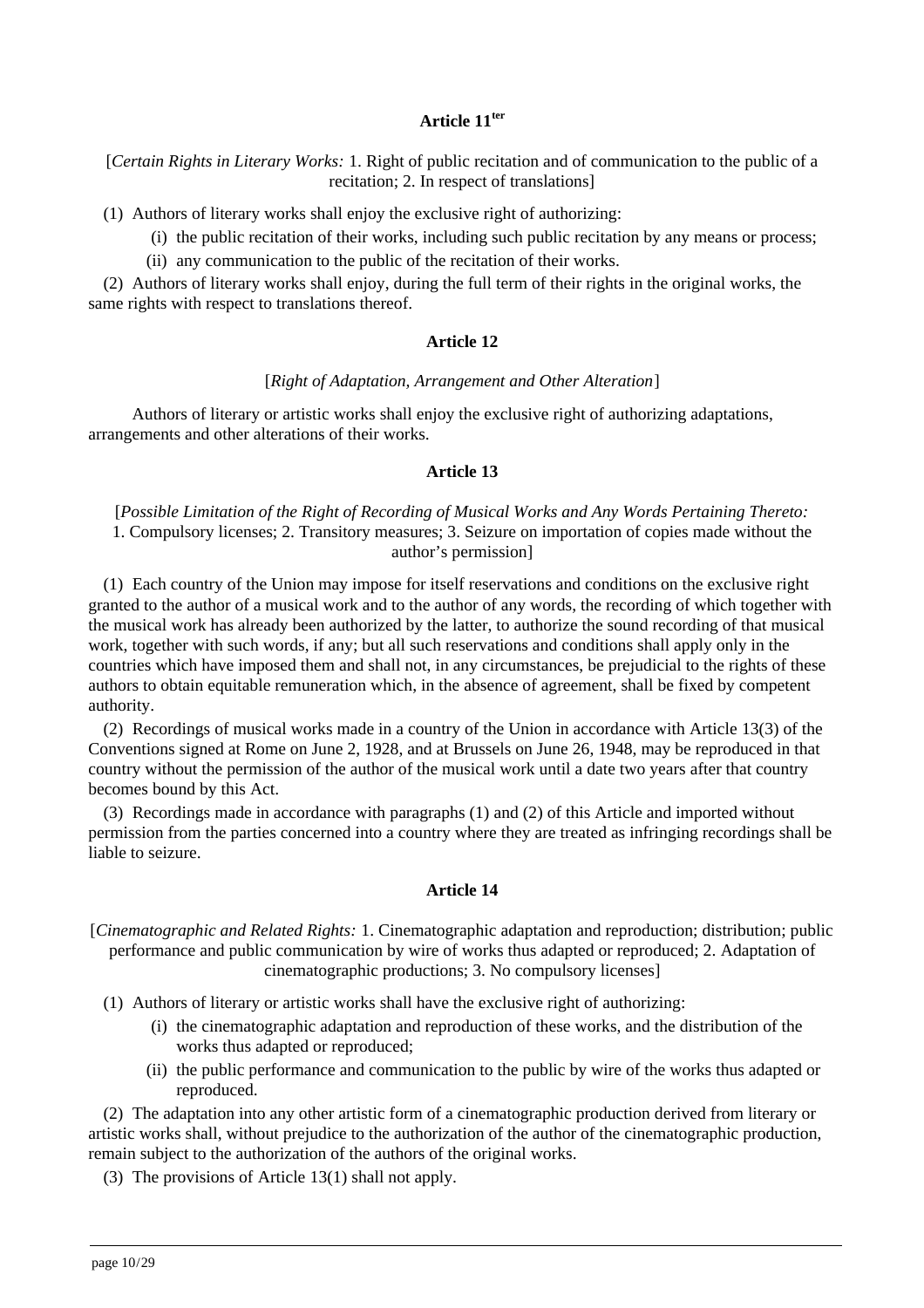### Article 11ter

[*Certain Rights in Literary Works:* 1. Right of public recitation and of communication to the public of a recitation; 2. In respect of translations]

(1) Authors of literary works shall enjoy the exclusive right of authorizing:

(i) the public recitation of their works, including such public recitation by any means or process;

(ii) any communication to the public of the recitation of their works.

(2) Authors of literary works shall enjoy, during the full term of their rights in the original works, the same rights with respect to translations thereof.

### Article 12

[*Right of Adaptation, Arrangement and Other Alteration*]

Authors of literary or artistic works shall enjoy the exclusive right of authorizing adaptations, arrangements and other alterations of their works.

### Article 13

[*Possible Limitation of the Right of Recording of Musical Works and Any Words Pertaining Thereto:* 1. Compulsory licenses; 2. Transitory measures; 3. Seizure on importation of copies made without the author's permission]

(1) Each country of the Union may impose for itself reservations and conditions on the exclusive right granted to the author of a musical work and to the author of any words, the recording of which together with the musical work has already been authorized by the latter, to authorize the sound recording of that musical work, together with such words, if any; but all such reservations and conditions shall apply only in the countries which have imposed them and shall not, in any circumstances, be prejudicial to the rights of these authors to obtain equitable remuneration which, in the absence of agreement, shall be fixed by competent authority.

(2) Recordings of musical works made in a country of the Union in accordance with Article 13(3) of the Conventions signed at Rome on June 2, 1928, and at Brussels on June 26, 1948, may be reproduced in that country without the permission of the author of the musical work until a date two years after that country becomes bound by this Act.

(3) Recordings made in accordance with paragraphs (1) and (2) of this Article and imported without permission from the parties concerned into a country where they are treated as infringing recordings shall be liable to seizure.

### Article 14

[*Cinematographic and Related Rights:* 1. Cinematographic adaptation and reproduction; distribution; public performance and public communication by wire of works thus adapted or reproduced; 2. Adaptation of cinematographic productions; 3. No compulsory licenses]

(1) Authors of literary or artistic works shall have the exclusive right of authorizing:

(i) the cinematographic adaptation and reproduction of these works, and the distribution of the works thus adapted or reproduced;

(ii) the public performance and communication to the public by wire of the works thus adapted or reproduced.

(2) The adaptation into any other artistic form of a cinematographic production derived from literary or artistic works shall, without prejudice to the authorization of the author of the cinematographic production, remain subject to the authorization of the authors of the original works.

(3) The provisions of Article 13(1) shall not apply.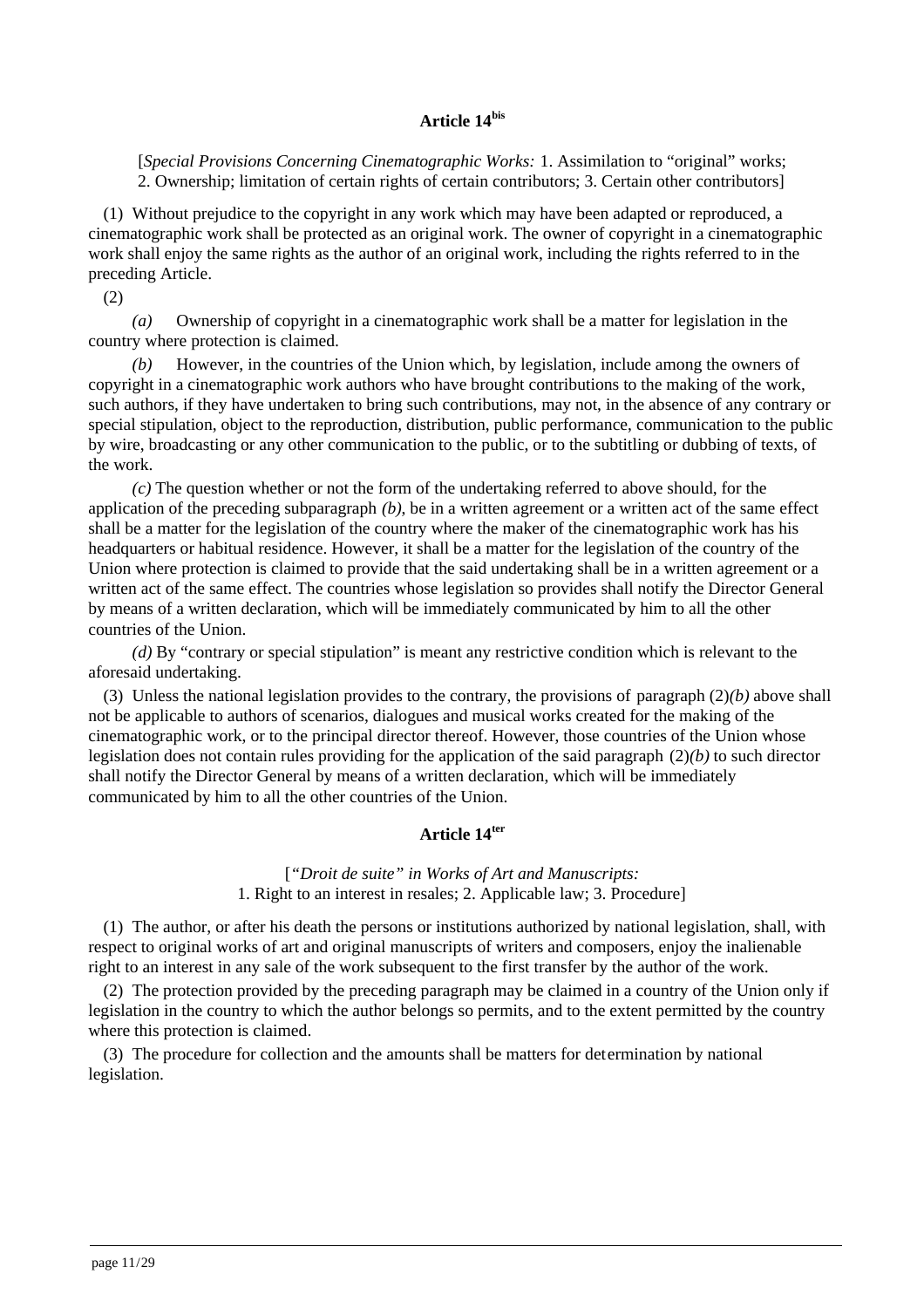## Article 14bis

[*Special Provisions Concerning Cinematographic Works:* 1. Assimilation to "original" works; 2. Ownership; limitation of certain rights of certain contributors; 3. Certain other contributors]

(1) Without prejudice to the copyright in any work which may have been adapted or reproduced, a cinematographic work shall be protected as an original work. The owner of copyright in a cinematographic work shall enjoy the same rights as the author of an original work, including the rights referred to in the preceding Article.

(2)

*(a)* Ownership of copyright in a cinematographic work shall be a matter for legislation in the country where protection is claimed.

*(b)* However, in the countries of the Union which, by legislation, include among the owners of copyright in a cinematographic work authors who have brought contributions to the making of the work, such authors, if they have undertaken to bring such contributions, may not, in the absence of any contrary or special stipulation, object to the reproduction, distribution, public performance, communication to the public by wire, broadcasting or any other communication to the public, or to the subtitling or dubbing of texts, of the work.

*(c)* The question whether or not the form of the undertaking referred to above should, for the application of the preceding subparagraph *(b)*, be in a written agreement or a written act of the same effect shall be a matter for the legislation of the country where the maker of the cinematographic work has his headquarters or habitual residence. However, it shall be a matter for the legislation of the country of the Union where protection is claimed to provide that the said undertaking shall be in a written agreement or a written act of the same effect. The countries whose legislation so provides shall notify the Director General by means of a written declaration, which will be immediately communicated by him to all the other countries of the Union.

*(d)* By "contrary or special stipulation" is meant any restrictive condition which is relevant to the aforesaid undertaking.

(3) Unless the national legislation provides to the contrary, the provisions of paragraph (2)*(b)* above shall not be applicable to authors of scenarios, dialogues and musical works created for the making of the cinematographic work, or to the principal director thereof. However, those countries of the Union whose legislation does not contain rules providing for the application of the said paragraph (2)*(b)* to such director shall notify the Director General by means of a written declaration, which will be immediately communicated by him to all the other countries of the Union.

## Article 14ter

[*"Droit de suite" in Works of Art and Manuscripts:* 1. Right to an interest in resales; 2. Applicable law; 3. Procedure]

(1) The author, or after his death the persons or institutions authorized by national legislation, shall, with respect to original works of art and original manuscripts of writers and composers, enjoy the inalienable right to an interest in any sale of the work subsequent to the first transfer by the author of the work.

(2) The protection provided by the preceding paragraph may be claimed in a country of the Union only if legislation in the country to which the author belongs so permits, and to the extent permitted by the country where this protection is claimed.

(3) The procedure for collection and the amounts shall be matters for determination by national legislation.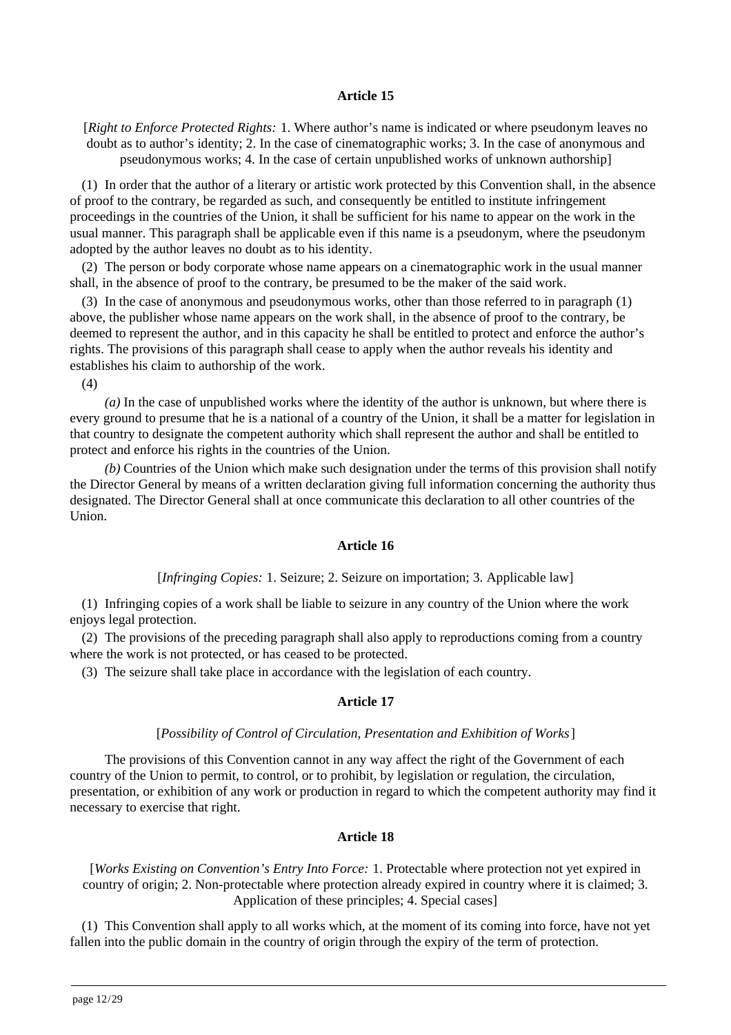### Article 15

[*Right to Enforce Protected Rights:* 1. Where author's name is indicated or where pseudonym leaves no doubt as to author's identity; 2. In the case of cinematographic works; 3. In the case of anonymous and pseudonymous works; 4. In the case of certain unpublished works of unknown authorship]

(1) In order that the author of a literary or artistic work protected by this Convention shall, in the absence of proof to the contrary, be regarded as such, and consequently be entitled to institute infringement proceedings in the countries of the Union, it shall be sufficient for his name to appear on the work in the usual manner. This paragraph shall be applicable even if this name is a pseudonym, where the pseudonym adopted by the author leaves no doubt as to his identity.

(2) The person or body corporate whose name appears on a cinematographic work in the usual manner shall, in the absence of proof to the contrary, be presumed to be the maker of the said work.

(3) In the case of anonymous and pseudonymous works, other than those referred to in paragraph (1) above, the publisher whose name appears on the work shall, in the absence of proof to the contrary, be deemed to represent the author, and in this capacity he shall be entitled to protect and enforce the author's rights. The provisions of this paragraph shall cease to apply when the author reveals his identity and establishes his claim to authorship of the work.

(4)

*(a)* In the case of unpublished works where the identity of the author is unknown, but where there is every ground to presume that he is a national of a country of the Union, it shall be a matter for legislation in that country to designate the competent authority which shall represent the author and shall be entitled to protect and enforce his rights in the countries of the Union.

*(b)* Countries of the Union which make such designation under the terms of this provision shall notify the Director General by means of a written declaration giving full information concerning the authority thus designated. The Director General shall at once communicate this declaration to all other countries of the Union.

### Article 16

[*Infringing Copies:* 1. Seizure; 2. Seizure on importation; 3. Applicable law]

(1) Infringing copies of a work shall be liable to seizure in any country of the Union where the work enjoys legal protection.

(2) The provisions of the preceding paragraph shall also apply to reproductions coming from a country where the work is not protected, or has ceased to be protected.

(3) The seizure shall take place in accordance with the legislation of each country.

### Article 17

[*Possibility of Control of Circulation, Presentation and Exhibition of Works*]

The provisions of this Convention cannot in any way affect the right of the Government of each country of the Union to permit, to control, or to prohibit, by legislation or regulation, the circulation, presentation, or exhibition of any work or production in regard to which the competent authority may find it necessary to exercise that right.

### Article 18

[*Works Existing on Convention's Entry Into Force:* 1. Protectable where protection not yet expired in country of origin; 2. Non-protectable where protection already expired in country where it is claimed; 3. Application of these principles; 4. Special cases]

(1) This Convention shall apply to all works which, at the moment of its coming into force, have not yet fallen into the public domain in the country of origin through the expiry of the term of protection.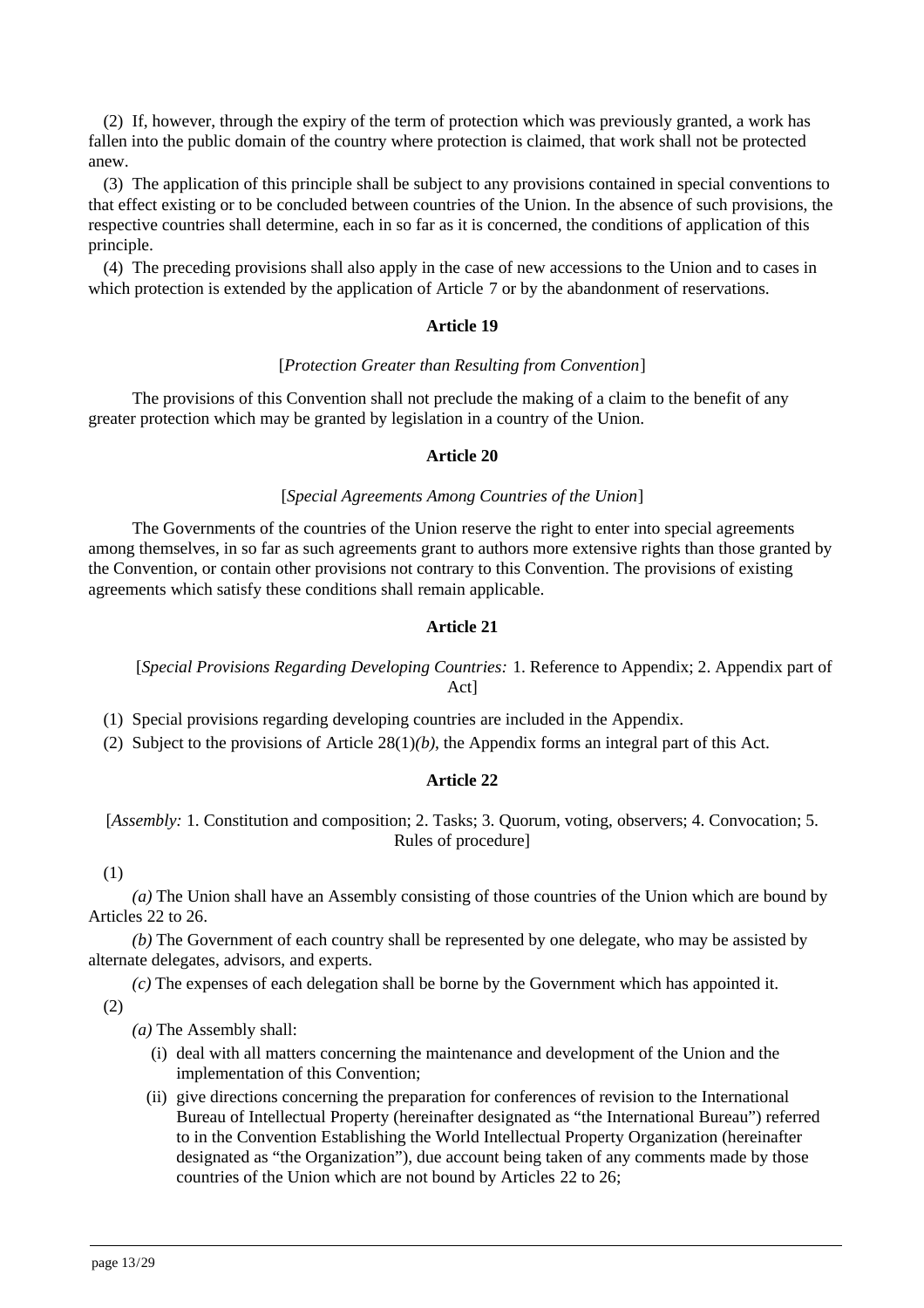(2) If, however, through the expiry of the term of protection which was previously granted, a work has fallen into the public domain of the country where protection is claimed, that work shall not be protected anew.

(3) The application of this principle shall be subject to any provisions contained in special conventions to that effect existing or to be concluded between countries of the Union. In the absence of such provisions, the respective countries shall determine, each in so far as it is concerned, the conditions of application of this principle.

(4) The preceding provisions shall also apply in the case of new accessions to the Union and to cases in which protection is extended by the application of Article 7 or by the abandonment of reservations.

### Article 19

[*Protection Greater than Resulting from Convention*]

The provisions of this Convention shall not preclude the making of a claim to the benefit of any greater protection which may be granted by legislation in a country of the Union.

### Article 20

[*Special Agreements Among Countries of the Union*]

The Governments of the countries of the Union reserve the right to enter into special agreements among themselves, in so far as such agreements grant to authors more extensive rights than those granted by the Convention, or contain other provisions not contrary to this Convention. The provisions of existing agreements which satisfy these conditions shall remain applicable.

### Article 21

[*Special Provisions Regarding Developing Countries:* 1. Reference to Appendix; 2. Appendix part of Act]

(1) Special provisions regarding developing countries are included in the Appendix.

(2) Subject to the provisions of Article 28(1)*(b)*, the Appendix forms an integral part of this Act.

### Article 22

[*Assembly:* 1. Constitution and composition; 2. Tasks; 3. Quorum, voting, observers; 4. Convocation; 5. Rules of procedure]

(1)

*(a)* The Union shall have an Assembly consisting of those countries of the Union which are bound by Articles 22 to 26.

*(b)* The Government of each country shall be represented by one delegate, who may be assisted by alternate delegates, advisors, and experts.

*(c)* The expenses of each delegation shall be borne by the Government which has appointed it.

(2)

*(a)* The Assembly shall:

- (i) deal with all matters concerning the maintenance and development of the Union and the implementation of this Convention;
- (ii) give directions concerning the preparation for conferences of revision to the International Bureau of Intellectual Property (hereinafter designated as “the International Bureau”) referred to in the Convention Establishing the World Intellectual Property Organization (hereinafter designated as “the Organization”), due account being taken of any comments made by those countries of the Union which are not bound by Articles 22 to 26;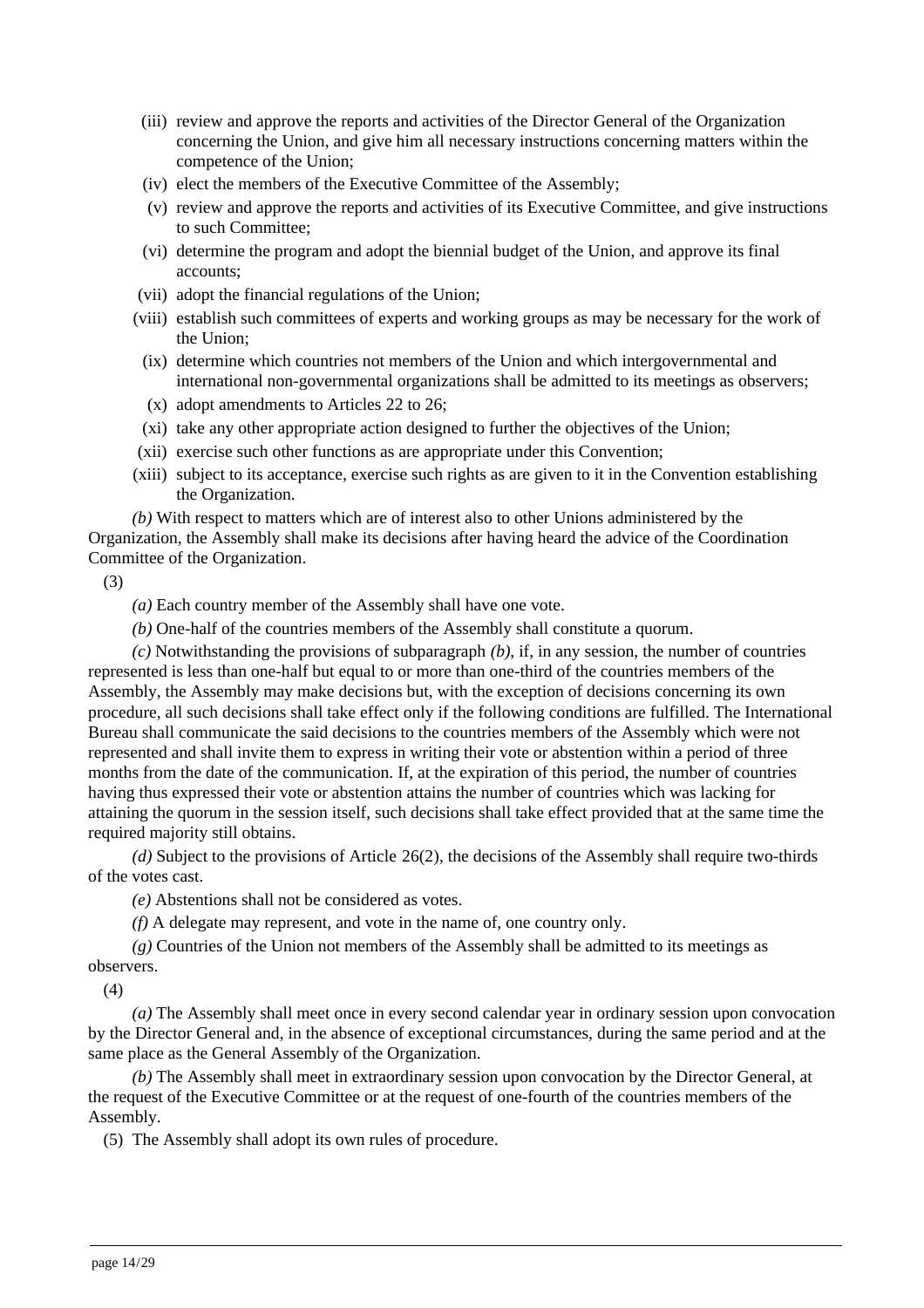(iii) review and approve the reports and activities of the Director General of the Organization concerning the Union, and give him all necessary instructions concerning matters within the competence of the Union;

(iv) elect the members of the Executive Committee of the Assembly;

(v) review and approve the reports and activities of its Executive Committee, and give instructions to such Committee;

(vi) determine the program and adopt the biennial budget of the Union, and approve its final accounts;

(vii) adopt the financial regulations of the Union;

(viii) establish such committees of experts and working groups as may be necessary for the work of the Union;

(ix) determine which countries not members of the Union and which intergovernmental and international non-governmental organizations shall be admitted to its meetings as observers;

(x) adopt amendments to Articles 22 to 26;

(xi) take any other appropriate action designed to further the objectives of the Union;

(xii) exercise such other functions as are appropriate under this Convention;

(xiii) subject to its acceptance, exercise such rights as are given to it in the Convention establishing the Organization.

*(b)* With respect to matters which are of interest also to other Unions administered by the Organization, the Assembly shall make its decisions after having heard the advice of the Coordination Committee of the Organization.

(3)

*(a)* Each country member of the Assembly shall have one vote.

*(b)* One-half of the countries members of the Assembly shall constitute a quorum.

*(c)* Notwithstanding the provisions of subparagraph *(b)*, if, in any session, the number of countries represented is less than one-half but equal to or more than one-third of the countries members of the Assembly, the Assembly may make decisions but, with the exception of decisions concerning its own procedure, all such decisions shall take effect only if the following conditions are fulfilled. The International Bureau shall communicate the said decisions to the countries members of the Assembly which were not represented and shall invite them to express in writing their vote or abstention within a period of three months from the date of the communication. If, at the expiration of this period, the number of countries having thus expressed their vote or abstention attains the number of countries which was lacking for attaining the quorum in the session itself, such decisions shall take effect provided that at the same time the required majority still obtains.

*(d)* Subject to the provisions of Article 26(2), the decisions of the Assembly shall require two-thirds of the votes cast.

*(e)* Abstentions shall not be considered as votes.

*(f)* A delegate may represent, and vote in the name of, one country only.

*(g)* Countries of the Union not members of the Assembly shall be admitted to its meetings as observers.

(4)

*(a)* The Assembly shall meet once in every second calendar year in ordinary session upon convocation by the Director General and, in the absence of exceptional circumstances, during the same period and at the same place as the General Assembly of the Organization.

*(b)* The Assembly shall meet in extraordinary session upon convocation by the Director General, at the request of the Executive Committee or at the request of one-fourth of the countries members of the Assembly.

(5) The Assembly shall adopt its own rules of procedure.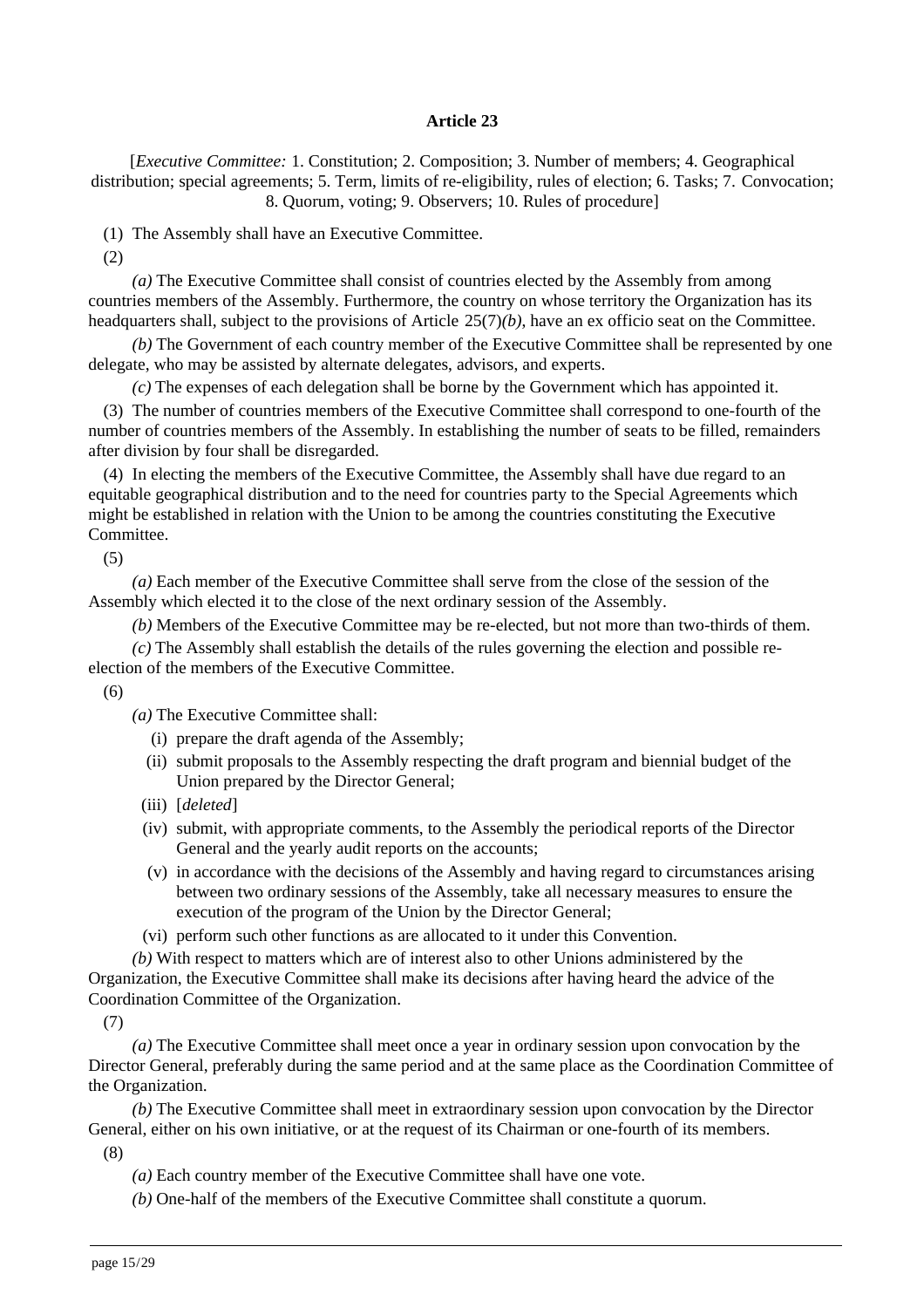**Article 23**

[*Executive Committee:* 1. Constitution; 2. Composition; 3. Number of members; 4. Geographical distribution; special agreements; 5. Term, limits of re-eligibility, rules of election; 6. Tasks; 7. Convocation; 8. Quorum, voting; 9. Observers; 10. Rules of procedure]

(1) The Assembly shall have an Executive Committee.

(2)

*(a)* The Executive Committee shall consist of countries elected by the Assembly from among countries members of the Assembly. Furthermore, the country on whose territory the Organization has its headquarters shall, subject to the provisions of Article 25(7)*(b)*, have an ex officio seat on the Committee.

*(b)* The Government of each country member of the Executive Committee shall be represented by one delegate, who may be assisted by alternate delegates, advisors, and experts.

*(c)* The expenses of each delegation shall be borne by the Government which has appointed it.

(3) The number of countries members of the Executive Committee shall correspond to one-fourth of the number of countries members of the Assembly. In establishing the number of seats to be filled, remainders after division by four shall be disregarded.

(4) In electing the members of the Executive Committee, the Assembly shall have due regard to an equitable geographical distribution and to the need for countries party to the Special Agreements which might be established in relation with the Union to be among the countries constituting the Executive Committee.

(5)

*(a)* Each member of the Executive Committee shall serve from the close of the session of the Assembly which elected it to the close of the next ordinary session of the Assembly.

*(b)* Members of the Executive Committee may be re-elected, but not more than two-thirds of them.

*(c)* The Assembly shall establish the details of the rules governing the election and possible re-election of the members of the Executive Committee.

(6)

*(a)* The Executive Committee shall:

- (i) prepare the draft agenda of the Assembly;
- (ii) submit proposals to the Assembly respecting the draft program and biennial budget of the Union prepared by the Director General;
- (iii) [*deleted*]
- (iv) submit, with appropriate comments, to the Assembly the periodical reports of the Director General and the yearly audit reports on the accounts;
- (v) in accordance with the decisions of the Assembly and having regard to circumstances arising between two ordinary sessions of the Assembly, take all necessary measures to ensure the execution of the program of the Union by the Director General;
- (vi) perform such other functions as are allocated to it under this Convention.

*(b)* With respect to matters which are of interest also to other Unions administered by the Organization, the Executive Committee shall make its decisions after having heard the advice of the Coordination Committee of the Organization.

(7)

*(a)* The Executive Committee shall meet once a year in ordinary session upon convocation by the Director General, preferably during the same period and at the same place as the Coordination Committee of the Organization.

*(b)* The Executive Committee shall meet in extraordinary session upon convocation by the Director General, either on his own initiative, or at the request of its Chairman or one-fourth of its members.

(8)

*(a)* Each country member of the Executive Committee shall have one vote.

*(b)* One-half of the members of the Executive Committee shall constitute a quorum.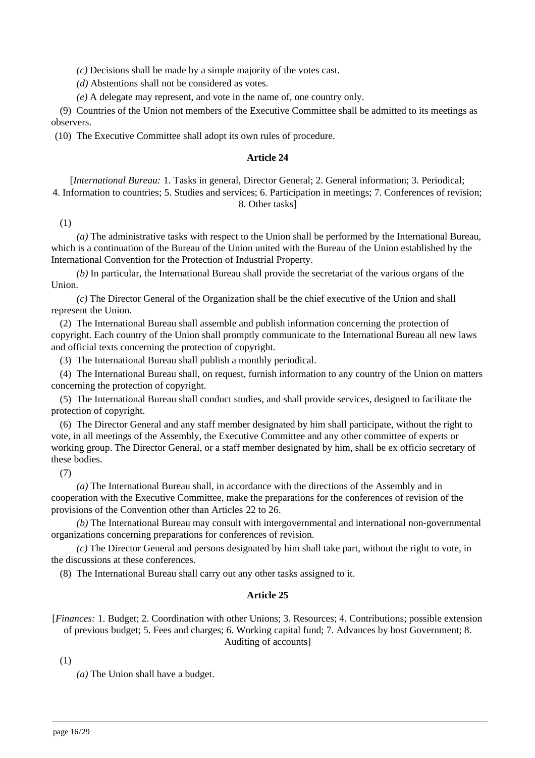*(c)* Decisions shall be made by a simple majority of the votes cast.

*(d)* Abstentions shall not be considered as votes.

*(e)* A delegate may represent, and vote in the name of, one country only.

(9) Countries of the Union not members of the Executive Committee shall be admitted to its meetings as observers.

(10) The Executive Committee shall adopt its own rules of procedure.

### Article 24

[*International Bureau:* 1. Tasks in general, Director General; 2. General information; 3. Periodical; 4. Information to countries; 5. Studies and services; 6. Participation in meetings; 7. Conferences of revision; 8. Other tasks]

(1)

*(a)* The administrative tasks with respect to the Union shall be performed by the International Bureau, which is a continuation of the Bureau of the Union united with the Bureau of the Union established by the International Convention for the Protection of Industrial Property.

*(b)* In particular, the International Bureau shall provide the secretariat of the various organs of the Union.

*(c)* The Director General of the Organization shall be the chief executive of the Union and shall represent the Union.

(2) The International Bureau shall assemble and publish information concerning the protection of copyright. Each country of the Union shall promptly communicate to the International Bureau all new laws and official texts concerning the protection of copyright.

(3) The International Bureau shall publish a monthly periodical.

(4) The International Bureau shall, on request, furnish information to any country of the Union on matters concerning the protection of copyright.

(5) The International Bureau shall conduct studies, and shall provide services, designed to facilitate the protection of copyright.

(6) The Director General and any staff member designated by him shall participate, without the right to vote, in all meetings of the Assembly, the Executive Committee and any other committee of experts or working group. The Director General, or a staff member designated by him, shall be ex officio secretary of these bodies.

(7)

*(a)* The International Bureau shall, in accordance with the directions of the Assembly and in cooperation with the Executive Committee, make the preparations for the conferences of revision of the provisions of the Convention other than Articles 22 to 26.

*(b)* The International Bureau may consult with intergovernmental and international non-governmental organizations concerning preparations for conferences of revision.

*(c)* The Director General and persons designated by him shall take part, without the right to vote, in the discussions at these conferences.

(8) The International Bureau shall carry out any other tasks assigned to it.

### Article 25

[*Finances:* 1. Budget; 2. Coordination with other Unions; 3. Resources; 4. Contributions; possible extension of previous budget; 5. Fees and charges; 6. Working capital fund; 7. Advances by host Government; 8. Auditing of accounts]

(1)

*(a)* The Union shall have a budget.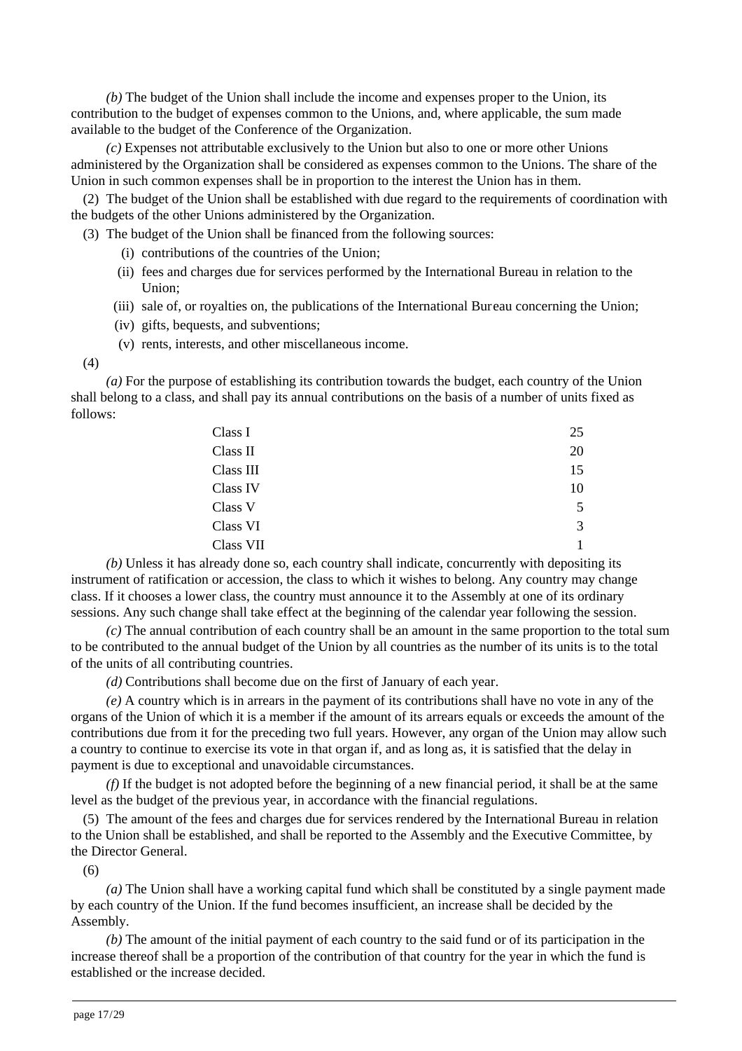*(b)* The budget of the Union shall include the income and expenses proper to the Union, its contribution to the budget of expenses common to the Unions, and, where applicable, the sum made available to the budget of the Conference of the Organization.

*(c)* Expenses not attributable exclusively to the Union but also to one or more other Unions administered by the Organization shall be considered as expenses common to the Unions. The share of the Union in such common expenses shall be in proportion to the interest the Union has in them.

(2) The budget of the Union shall be established with due regard to the requirements of coordination with the budgets of the other Unions administered by the Organization.

(3) The budget of the Union shall be financed from the following sources:

(i) contributions of the countries of the Union;

(ii) fees and charges due for services performed by the International Bureau in relation to the Union;

(iii) sale of, or royalties on, the publications of the International Bureau concerning the Union;

(iv) gifts, bequests, and subventions;

(v) rents, interests, and other miscellaneous income.

(4)

*(a)* For the purpose of establishing its contribution towards the budget, each country of the Union shall belong to a class, and shall pay its annual contributions on the basis of a number of units fixed as follows:

| | |
|---|---|
| Class I | 25 |
| Class II | 20 |
| Class III | 15 |
| Class IV | 10 |
| Class V | 5 |
| Class VI | 3 |
| Class VII | 1 |

*(b)* Unless it has already done so, each country shall indicate, concurrently with depositing its instrument of ratification or accession, the class to which it wishes to belong. Any country may change class. If it chooses a lower class, the country must announce it to the Assembly at one of its ordinary sessions. Any such change shall take effect at the beginning of the calendar year following the session.

*(c)* The annual contribution of each country shall be an amount in the same proportion to the total sum to be contributed to the annual budget of the Union by all countries as the number of its units is to the total of the units of all contributing countries.

*(d)* Contributions shall become due on the first of January of each year.

*(e)* A country which is in arrears in the payment of its contributions shall have no vote in any of the organs of the Union of which it is a member if the amount of its arrears equals or exceeds the amount of the contributions due from it for the preceding two full years. However, any organ of the Union may allow such a country to continue to exercise its vote in that organ if, and as long as, it is satisfied that the delay in payment is due to exceptional and unavoidable circumstances.

*(f)* If the budget is not adopted before the beginning of a new financial period, it shall be at the same level as the budget of the previous year, in accordance with the financial regulations.

(5) The amount of the fees and charges due for services rendered by the International Bureau in relation to the Union shall be established, and shall be reported to the Assembly and the Executive Committee, by the Director General.

(6)

*(a)* The Union shall have a working capital fund which shall be constituted by a single payment made by each country of the Union. If the fund becomes insufficient, an increase shall be decided by the Assembly.

*(b)* The amount of the initial payment of each country to the said fund or of its participation in the increase thereof shall be a proportion of the contribution of that country for the year in which the fund is established or the increase decided.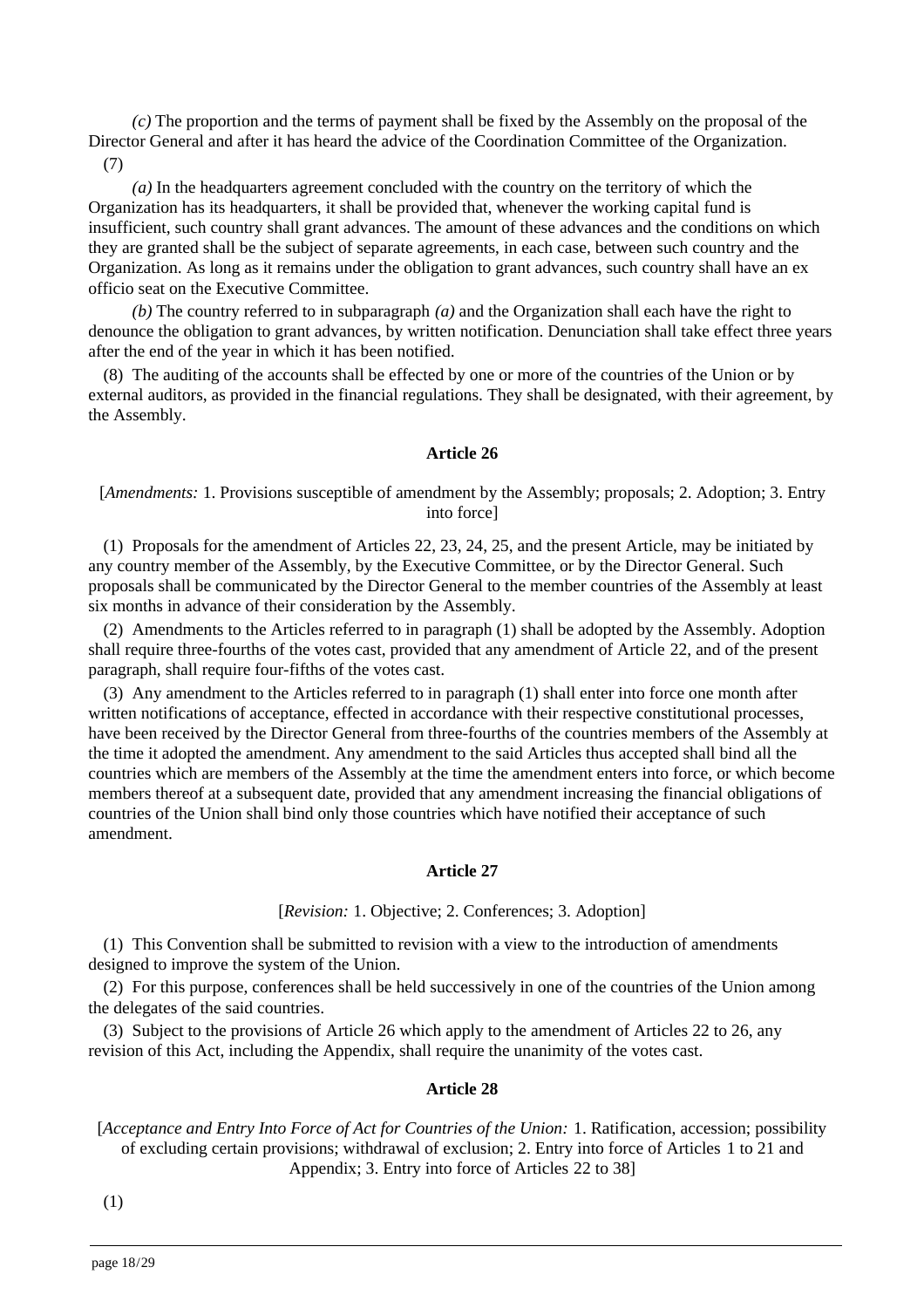*(c)* The proportion and the terms of payment shall be fixed by the Assembly on the proposal of the Director General and after it has heard the advice of the Coordination Committee of the Organization.

(7)

*(a)* In the headquarters agreement concluded with the country on the territory of which the Organization has its headquarters, it shall be provided that, whenever the working capital fund is insufficient, such country shall grant advances. The amount of these advances and the conditions on which they are granted shall be the subject of separate agreements, in each case, between such country and the Organization. As long as it remains under the obligation to grant advances, such country shall have an ex officio seat on the Executive Committee.

*(b)* The country referred to in subparagraph *(a)* and the Organization shall each have the right to denounce the obligation to grant advances, by written notification. Denunciation shall take effect three years after the end of the year in which it has been notified.

(8) The auditing of the accounts shall be effected by one or more of the countries of the Union or by external auditors, as provided in the financial regulations. They shall be designated, with their agreement, by the Assembly.

### Article 26

[*Amendments:* 1. Provisions susceptible of amendment by the Assembly; proposals; 2. Adoption; 3. Entry into force]

(1) Proposals for the amendment of Articles 22, 23, 24, 25, and the present Article, may be initiated by any country member of the Assembly, by the Executive Committee, or by the Director General. Such proposals shall be communicated by the Director General to the member countries of the Assembly at least six months in advance of their consideration by the Assembly.

(2) Amendments to the Articles referred to in paragraph (1) shall be adopted by the Assembly. Adoption shall require three-fourths of the votes cast, provided that any amendment of Article 22, and of the present paragraph, shall require four-fifths of the votes cast.

(3) Any amendment to the Articles referred to in paragraph (1) shall enter into force one month after written notifications of acceptance, effected in accordance with their respective constitutional processes, have been received by the Director General from three-fourths of the countries members of the Assembly at the time it adopted the amendment. Any amendment to the said Articles thus accepted shall bind all the countries which are members of the Assembly at the time the amendment enters into force, or which become members thereof at a subsequent date, provided that any amendment increasing the financial obligations of countries of the Union shall bind only those countries which have notified their acceptance of such amendment.

### Article 27

[*Revision:* 1. Objective; 2. Conferences; 3. Adoption]

(1) This Convention shall be submitted to revision with a view to the introduction of amendments designed to improve the system of the Union.

(2) For this purpose, conferences shall be held successively in one of the countries of the Union among the delegates of the said countries.

(3) Subject to the provisions of Article 26 which apply to the amendment of Articles 22 to 26, any revision of this Act, including the Appendix, shall require the unanimity of the votes cast.

### Article 28

[*Acceptance and Entry Into Force of Act for Countries of the Union:* 1. Ratification, accession; possibility of excluding certain provisions; withdrawal of exclusion; 2. Entry into force of Articles 1 to 21 and Appendix; 3. Entry into force of Articles 22 to 38]

(1)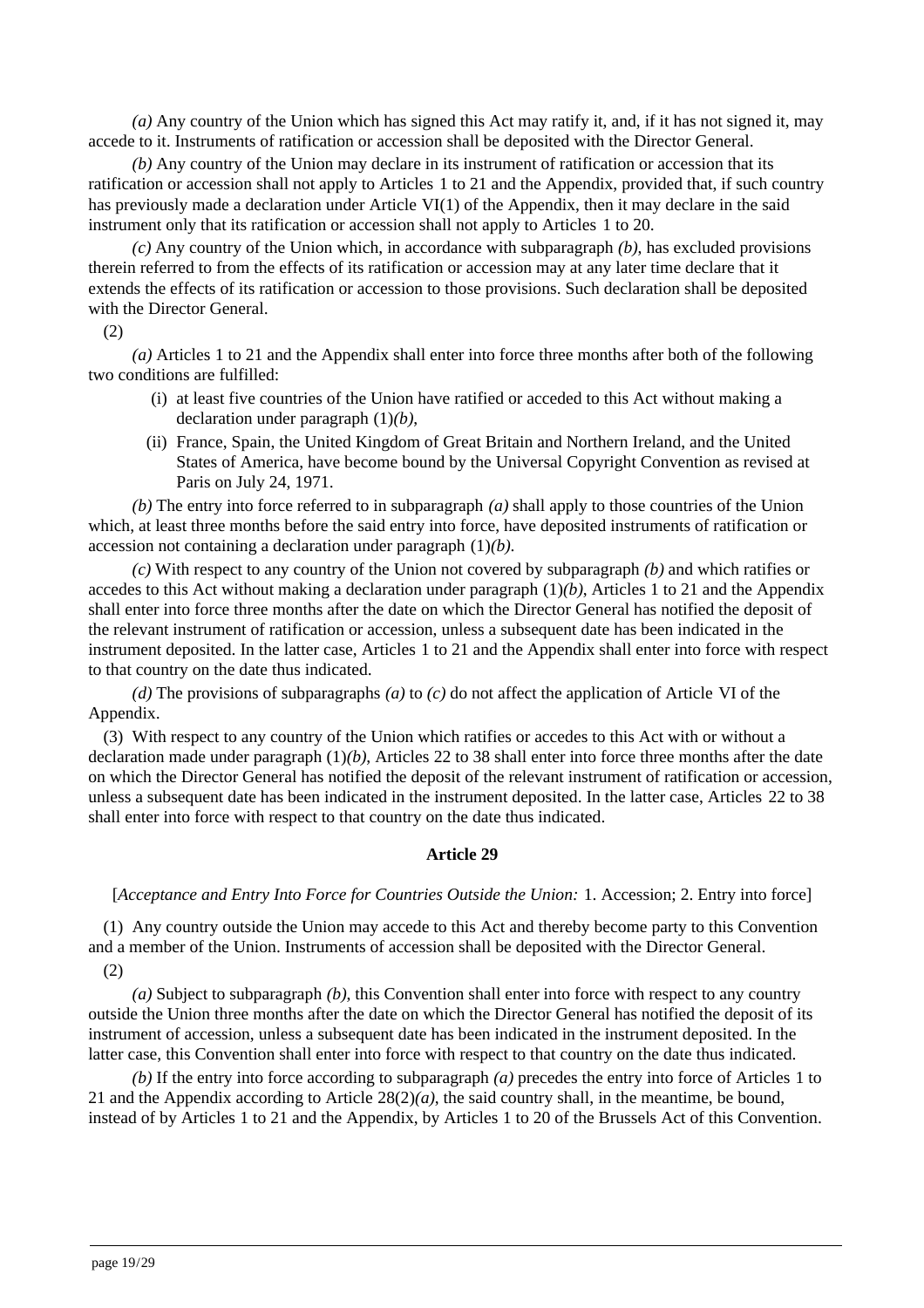*(a)* Any country of the Union which has signed this Act may ratify it, and, if it has not signed it, may accede to it. Instruments of ratification or accession shall be deposited with the Director General.

*(b)* Any country of the Union may declare in its instrument of ratification or accession that its ratification or accession shall not apply to Articles 1 to 21 and the Appendix, provided that, if such country has previously made a declaration under Article VI(1) of the Appendix, then it may declare in the said instrument only that its ratification or accession shall not apply to Articles 1 to 20.

*(c)* Any country of the Union which, in accordance with subparagraph *(b)*, has excluded provisions therein referred to from the effects of its ratification or accession may at any later time declare that it extends the effects of its ratification or accession to those provisions. Such declaration shall be deposited with the Director General.

(2)

*(a)* Articles 1 to 21 and the Appendix shall enter into force three months after both of the following two conditions are fulfilled:

(i) at least five countries of the Union have ratified or acceded to this Act without making a declaration under paragraph (1)*(b)*,

(ii) France, Spain, the United Kingdom of Great Britain and Northern Ireland, and the United States of America, have become bound by the Universal Copyright Convention as revised at Paris on July 24, 1971.

*(b)* The entry into force referred to in subparagraph *(a)* shall apply to those countries of the Union which, at least three months before the said entry into force, have deposited instruments of ratification or accession not containing a declaration under paragraph (1)*(b)*.

*(c)* With respect to any country of the Union not covered by subparagraph *(b)* and which ratifies or accedes to this Act without making a declaration under paragraph (1)*(b)*, Articles 1 to 21 and the Appendix shall enter into force three months after the date on which the Director General has notified the deposit of the relevant instrument of ratification or accession, unless a subsequent date has been indicated in the instrument deposited. In the latter case, Articles 1 to 21 and the Appendix shall enter into force with respect to that country on the date thus indicated.

*(d)* The provisions of subparagraphs *(a)* to *(c)* do not affect the application of Article VI of the Appendix.

(3) With respect to any country of the Union which ratifies or accedes to this Act with or without a declaration made under paragraph (1)*(b)*, Articles 22 to 38 shall enter into force three months after the date on which the Director General has notified the deposit of the relevant instrument of ratification or accession, unless a subsequent date has been indicated in the instrument deposited. In the latter case, Articles 22 to 38 shall enter into force with respect to that country on the date thus indicated.

**Article 29**

[*Acceptance and Entry Into Force for Countries Outside the Union:* 1. Accession; 2. Entry into force]

(1) Any country outside the Union may accede to this Act and thereby become party to this Convention and a member of the Union. Instruments of accession shall be deposited with the Director General.

(2)

*(a)* Subject to subparagraph *(b)*, this Convention shall enter into force with respect to any country outside the Union three months after the date on which the Director General has notified the deposit of its instrument of accession, unless a subsequent date has been indicated in the instrument deposited. In the latter case, this Convention shall enter into force with respect to that country on the date thus indicated.

*(b)* If the entry into force according to subparagraph *(a)* precedes the entry into force of Articles 1 to 21 and the Appendix according to Article 28(2)*(a)*, the said country shall, in the meantime, be bound, instead of by Articles 1 to 21 and the Appendix, by Articles 1 to 20 of the Brussels Act of this Convention.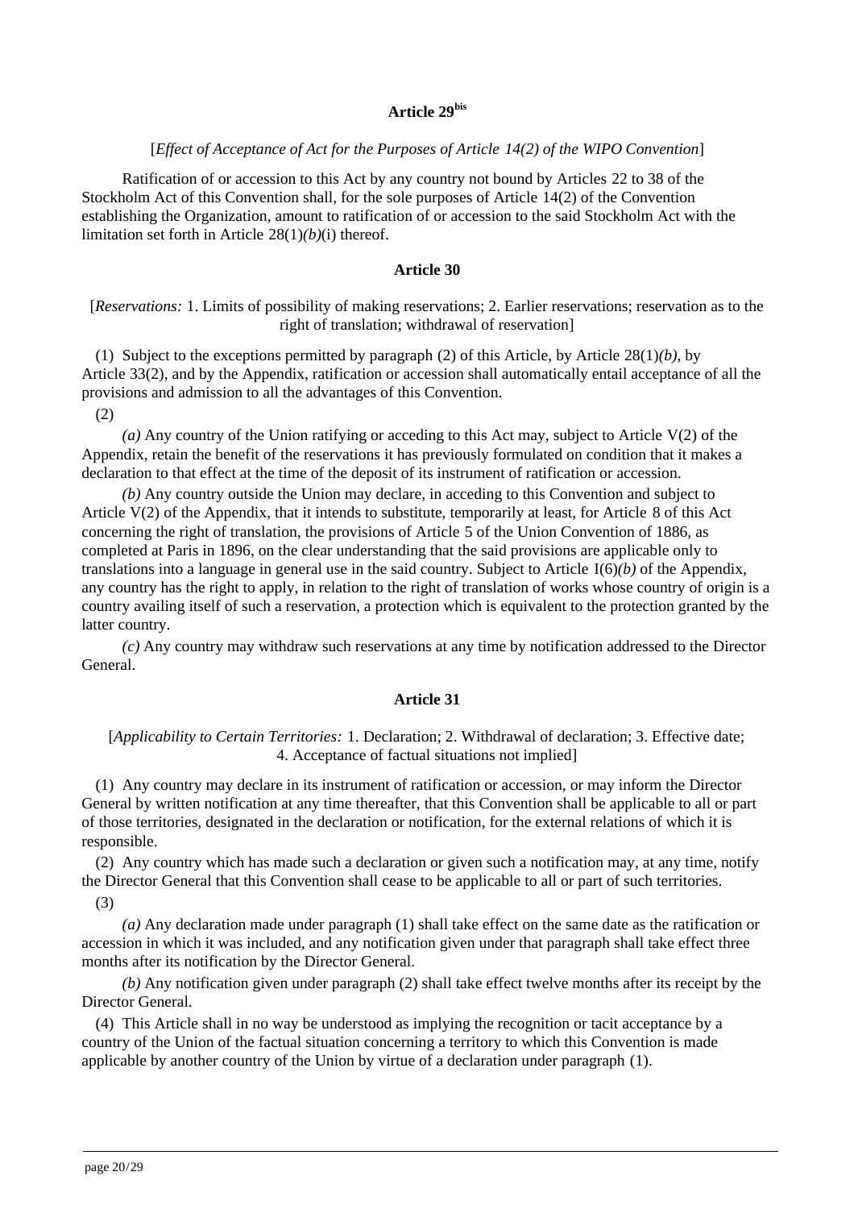### Article 29[bis]

[*Effect of Acceptance of Act for the Purposes of Article 14(2) of the WIPO Convention*]

Ratification of or accession to this Act by any country not bound by Articles 22 to 38 of the Stockholm Act of this Convention shall, for the sole purposes of Article 14(2) of the Convention establishing the Organization, amount to ratification of or accession to the said Stockholm Act with the limitation set forth in Article 28(1)*(b)*(i) thereof.

### Article 30

[*Reservations:* 1. Limits of possibility of making reservations; 2. Earlier reservations; reservation as to the right of translation; withdrawal of reservation]

(1) Subject to the exceptions permitted by paragraph (2) of this Article, by Article 28(1)*(b)*, by Article 33(2), and by the Appendix, ratification or accession shall automatically entail acceptance of all the provisions and admission to all the advantages of this Convention.

(2)

*(a)* Any country of the Union ratifying or acceding to this Act may, subject to Article V(2) of the Appendix, retain the benefit of the reservations it has previously formulated on condition that it makes a declaration to that effect at the time of the deposit of its instrument of ratification or accession.

*(b)* Any country outside the Union may declare, in acceding to this Convention and subject to Article V(2) of the Appendix, that it intends to substitute, temporarily at least, for Article 8 of this Act concerning the right of translation, the provisions of Article 5 of the Union Convention of 1886, as completed at Paris in 1896, on the clear understanding that the said provisions are applicable only to translations into a language in general use in the said country. Subject to Article I(6)*(b)* of the Appendix, any country has the right to apply, in relation to the right of translation of works whose country of origin is a country availing itself of such a reservation, a protection which is equivalent to the protection granted by the latter country.

*(c)* Any country may withdraw such reservations at any time by notification addressed to the Director General.

### Article 31

[*Applicability to Certain Territories:* 1. Declaration; 2. Withdrawal of declaration; 3. Effective date; 4. Acceptance of factual situations not implied]

(1) Any country may declare in its instrument of ratification or accession, or may inform the Director General by written notification at any time thereafter, that this Convention shall be applicable to all or part of those territories, designated in the declaration or notification, for the external relations of which it is responsible.

(2) Any country which has made such a declaration or given such a notification may, at any time, notify the Director General that this Convention shall cease to be applicable to all or part of such territories.

(3)

*(a)* Any declaration made under paragraph (1) shall take effect on the same date as the ratification or accession in which it was included, and any notification given under that paragraph shall take effect three months after its notification by the Director General.

*(b)* Any notification given under paragraph (2) shall take effect twelve months after its receipt by the Director General.

(4) This Article shall in no way be understood as implying the recognition or tacit acceptance by a country of the Union of the factual situation concerning a territory to which this Convention is made applicable by another country of the Union by virtue of a declaration under paragraph (1).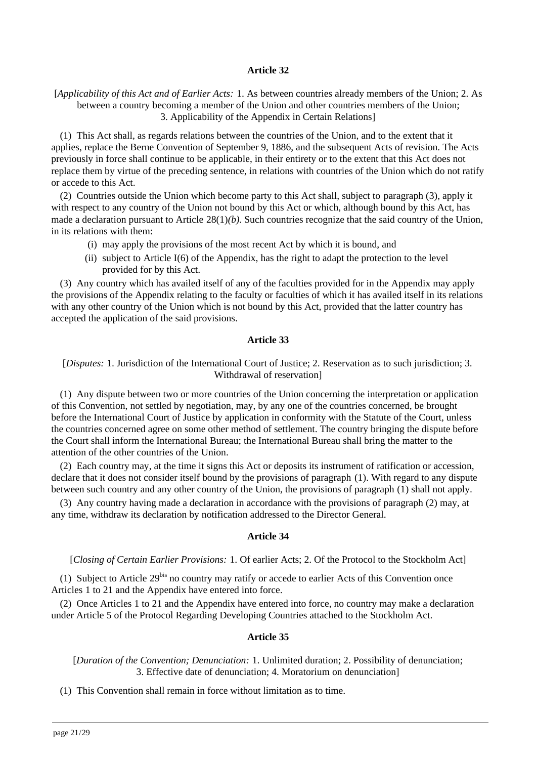### Article 32

[*Applicability of this Act and of Earlier Acts:* 1. As between countries already members of the Union; 2. As between a country becoming a member of the Union and other countries members of the Union; 3. Applicability of the Appendix in Certain Relations]

(1) This Act shall, as regards relations between the countries of the Union, and to the extent that it applies, replace the Berne Convention of September 9, 1886, and the subsequent Acts of revision. The Acts previously in force shall continue to be applicable, in their entirety or to the extent that this Act does not replace them by virtue of the preceding sentence, in relations with countries of the Union which do not ratify or accede to this Act.

(2) Countries outside the Union which become party to this Act shall, subject to paragraph (3), apply it with respect to any country of the Union not bound by this Act or which, although bound by this Act, has made a declaration pursuant to Article 28(1)*(b)*. Such countries recognize that the said country of the Union, in its relations with them:

(i) may apply the provisions of the most recent Act by which it is bound, and

(ii) subject to Article I(6) of the Appendix, has the right to adapt the protection to the level provided for by this Act.

(3) Any country which has availed itself of any of the faculties provided for in the Appendix may apply the provisions of the Appendix relating to the faculty or faculties of which it has availed itself in its relations with any other country of the Union which is not bound by this Act, provided that the latter country has accepted the application of the said provisions.

### Article 33

[*Disputes:* 1. Jurisdiction of the International Court of Justice; 2. Reservation as to such jurisdiction; 3. Withdrawal of reservation]

(1) Any dispute between two or more countries of the Union concerning the interpretation or application of this Convention, not settled by negotiation, may, by any one of the countries concerned, be brought before the International Court of Justice by application in conformity with the Statute of the Court, unless the countries concerned agree on some other method of settlement. The country bringing the dispute before the Court shall inform the International Bureau; the International Bureau shall bring the matter to the attention of the other countries of the Union.

(2) Each country may, at the time it signs this Act or deposits its instrument of ratification or accession, declare that it does not consider itself bound by the provisions of paragraph (1). With regard to any dispute between such country and any other country of the Union, the provisions of paragraph (1) shall not apply.

(3) Any country having made a declaration in accordance with the provisions of paragraph (2) may, at any time, withdraw its declaration by notification addressed to the Director General.

### Article 34

[*Closing of Certain Earlier Provisions:* 1. Of earlier Acts; 2. Of the Protocol to the Stockholm Act]

(1) Subject to Article 29*bis* no country may ratify or accede to earlier Acts of this Convention once Articles 1 to 21 and the Appendix have entered into force.

(2) Once Articles 1 to 21 and the Appendix have entered into force, no country may make a declaration under Article 5 of the Protocol Regarding Developing Countries attached to the Stockholm Act.

### Article 35

[*Duration of the Convention; Denunciation:* 1. Unlimited duration; 2. Possibility of denunciation; 3. Effective date of denunciation; 4. Moratorium on denunciation]

(1) This Convention shall remain in force without limitation as to time.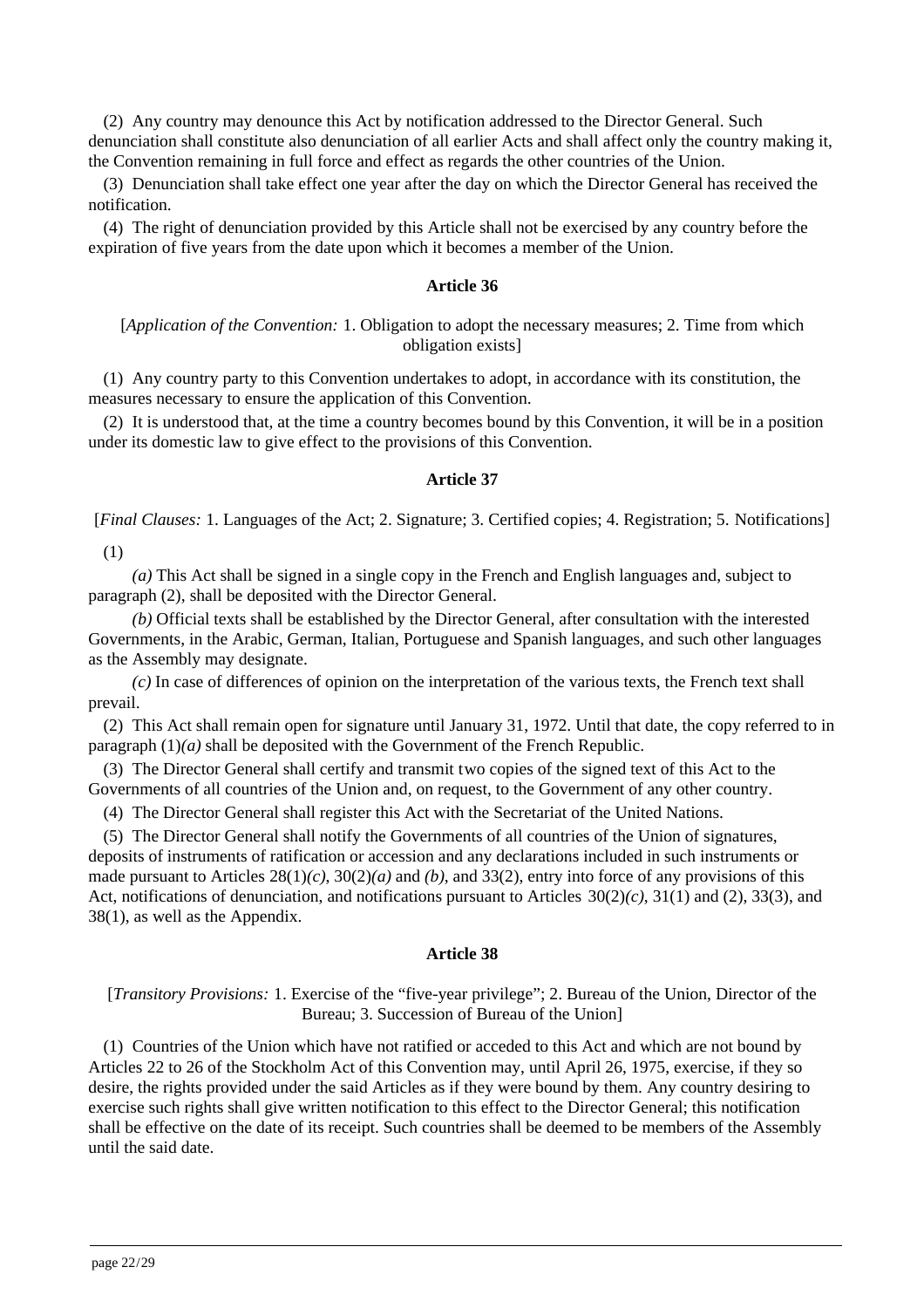(2) Any country may denounce this Act by notification addressed to the Director General. Such denunciation shall constitute also denunciation of all earlier Acts and shall affect only the country making it, the Convention remaining in full force and effect as regards the other countries of the Union.

(3) Denunciation shall take effect one year after the day on which the Director General has received the notification.

(4) The right of denunciation provided by this Article shall not be exercised by any country before the expiration of five years from the date upon which it becomes a member of the Union.

**Article 36**

[*Application of the Convention:* 1. Obligation to adopt the necessary measures; 2. Time from which obligation exists]

(1) Any country party to this Convention undertakes to adopt, in accordance with its constitution, the measures necessary to ensure the application of this Convention.

(2) It is understood that, at the time a country becomes bound by this Convention, it will be in a position under its domestic law to give effect to the provisions of this Convention.

**Article 37**

[*Final Clauses:* 1. Languages of the Act; 2. Signature; 3. Certified copies; 4. Registration; 5. Notifications]

(1)

*(a)* This Act shall be signed in a single copy in the French and English languages and, subject to paragraph (2), shall be deposited with the Director General.

*(b)* Official texts shall be established by the Director General, after consultation with the interested Governments, in the Arabic, German, Italian, Portuguese and Spanish languages, and such other languages as the Assembly may designate.

*(c)* In case of differences of opinion on the interpretation of the various texts, the French text shall prevail.

(2) This Act shall remain open for signature until January 31, 1972. Until that date, the copy referred to in paragraph (1)*(a)* shall be deposited with the Government of the French Republic.

(3) The Director General shall certify and transmit two copies of the signed text of this Act to the Governments of all countries of the Union and, on request, to the Government of any other country.

(4) The Director General shall register this Act with the Secretariat of the United Nations.

(5) The Director General shall notify the Governments of all countries of the Union of signatures, deposits of instruments of ratification or accession and any declarations included in such instruments or made pursuant to Articles 28(1)*(c)*, 30(2)*(a)* and *(b)*, and 33(2), entry into force of any provisions of this Act, notifications of denunciation, and notifications pursuant to Articles 30(2)*(c)*, 31(1) and (2), 33(3), and 38(1), as well as the Appendix.

**Article 38**

[*Transitory Provisions:* 1. Exercise of the "five-year privilege"; 2. Bureau of the Union, Director of the Bureau; 3. Succession of Bureau of the Union]

(1) Countries of the Union which have not ratified or acceded to this Act and which are not bound by Articles 22 to 26 of the Stockholm Act of this Convention may, until April 26, 1975, exercise, if they so desire, the rights provided under the said Articles as if they were bound by them. Any country desiring to exercise such rights shall give written notification to this effect to the Director General; this notification shall be effective on the date of its receipt. Such countries shall be deemed to be members of the Assembly until the said date.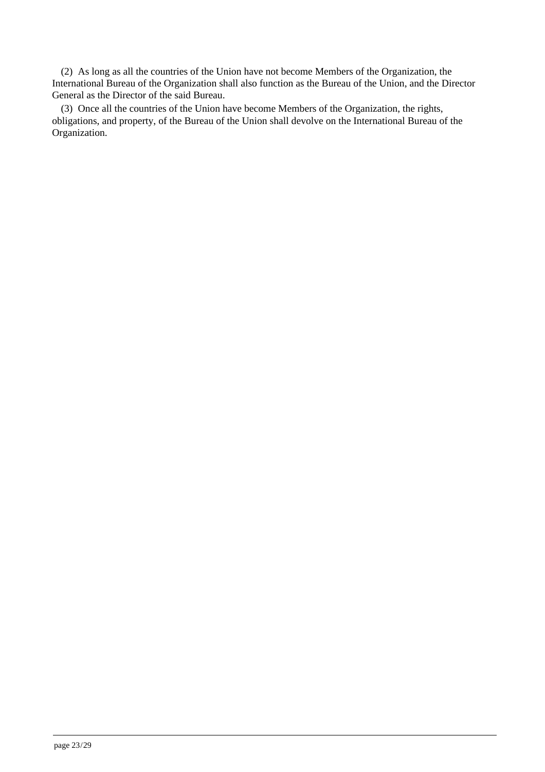(2) As long as all the countries of the Union have not become Members of the Organization, the International Bureau of the Organization shall also function as the Bureau of the Union, and the Director General as the Director of the said Bureau.

(3) Once all the countries of the Union have become Members of the Organization, the rights, obligations, and property, of the Bureau of the Union shall devolve on the International Bureau of the Organization.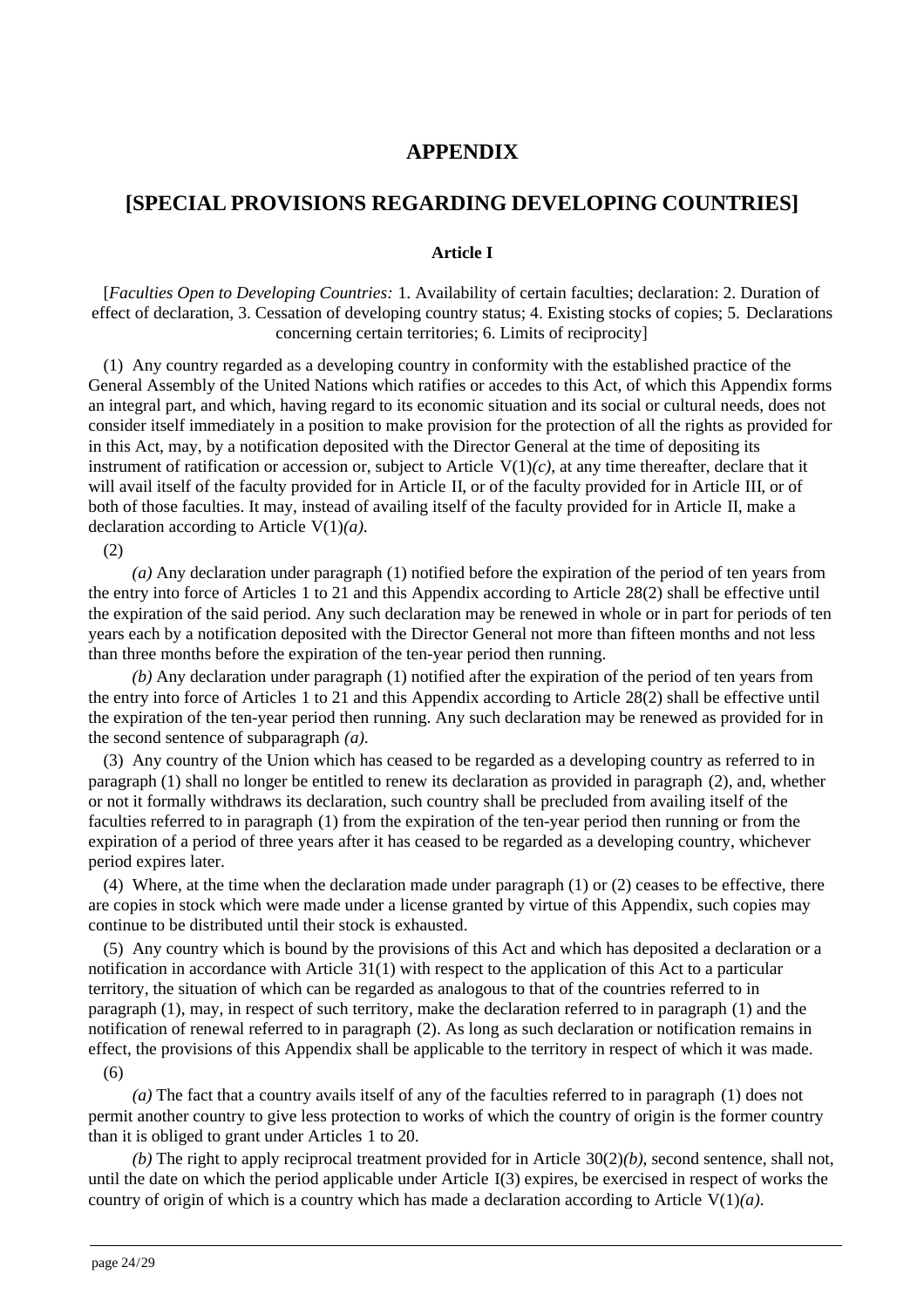# APPENDIX

## [SPECIAL PROVISIONS REGARDING DEVELOPING COUNTRIES]

### Article I

[*Faculties Open to Developing Countries:* 1. Availability of certain faculties; declaration: 2. Duration of effect of declaration, 3. Cessation of developing country status; 4. Existing stocks of copies; 5. Declarations concerning certain territories; 6. Limits of reciprocity]

(1) Any country regarded as a developing country in conformity with the established practice of the General Assembly of the United Nations which ratifies or accedes to this Act, of which this Appendix forms an integral part, and which, having regard to its economic situation and its social or cultural needs, does not consider itself immediately in a position to make provision for the protection of all the rights as provided for in this Act, may, by a notification deposited with the Director General at the time of depositing its instrument of ratification or accession or, subject to Article V(1)*(c)*, at any time thereafter, declare that it will avail itself of the faculty provided for in Article II, or of the faculty provided for in Article III, or of both of those faculties. It may, instead of availing itself of the faculty provided for in Article II, make a declaration according to Article V(1)*(a)*.

(2)

*(a)* Any declaration under paragraph (1) notified before the expiration of the period of ten years from the entry into force of Articles 1 to 21 and this Appendix according to Article 28(2) shall be effective until the expiration of the said period. Any such declaration may be renewed in whole or in part for periods of ten years each by a notification deposited with the Director General not more than fifteen months and not less than three months before the expiration of the ten-year period then running.

*(b)* Any declaration under paragraph (1) notified after the expiration of the period of ten years from the entry into force of Articles 1 to 21 and this Appendix according to Article 28(2) shall be effective until the expiration of the ten-year period then running. Any such declaration may be renewed as provided for in the second sentence of subparagraph *(a)*.

(3) Any country of the Union which has ceased to be regarded as a developing country as referred to in paragraph (1) shall no longer be entitled to renew its declaration as provided in paragraph (2), and, whether or not it formally withdraws its declaration, such country shall be precluded from availing itself of the faculties referred to in paragraph (1) from the expiration of the ten-year period then running or from the expiration of a period of three years after it has ceased to be regarded as a developing country, whichever period expires later.

(4) Where, at the time when the declaration made under paragraph (1) or (2) ceases to be effective, there are copies in stock which were made under a license granted by virtue of this Appendix, such copies may continue to be distributed until their stock is exhausted.

(5) Any country which is bound by the provisions of this Act and which has deposited a declaration or a notification in accordance with Article 31(1) with respect to the application of this Act to a particular territory, the situation of which can be regarded as analogous to that of the countries referred to in paragraph (1), may, in respect of such territory, make the declaration referred to in paragraph (1) and the notification of renewal referred to in paragraph (2). As long as such declaration or notification remains in effect, the provisions of this Appendix shall be applicable to the territory in respect of which it was made.

(6)

*(a)* The fact that a country avails itself of any of the faculties referred to in paragraph (1) does not permit another country to give less protection to works of which the country of origin is the former country than it is obliged to grant under Articles 1 to 20.

*(b)* The right to apply reciprocal treatment provided for in Article 30(2)*(b)*, second sentence, shall not, until the date on which the period applicable under Article I(3) expires, be exercised in respect of works the country of origin of which is a country which has made a declaration according to Article V(1)*(a)*.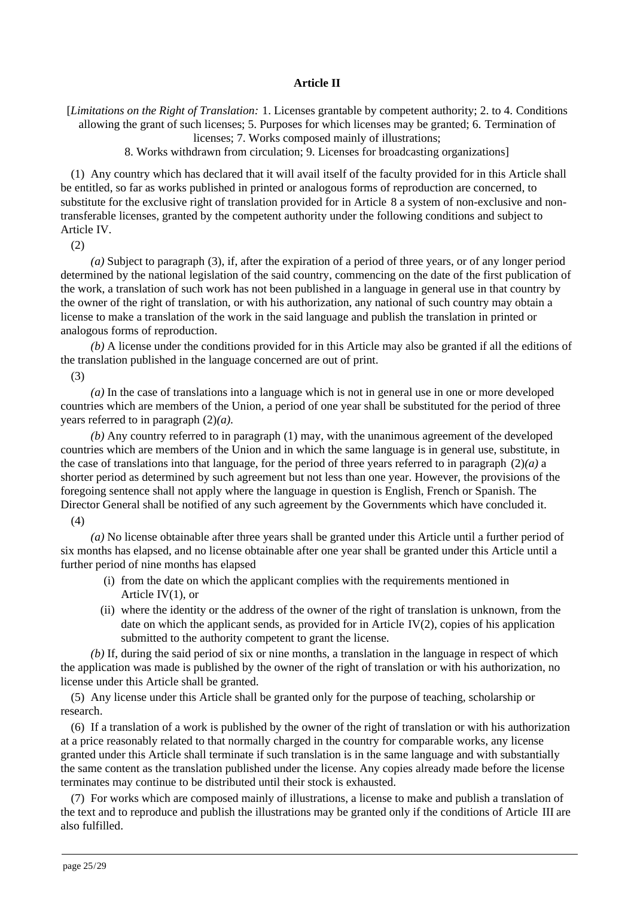**Article II**

[*Limitations on the Right of Translation:* 1. Licenses grantable by competent authority; 2. to 4. Conditions allowing the grant of such licenses; 5. Purposes for which licenses may be granted; 6. Termination of licenses; 7. Works composed mainly of illustrations;
8. Works withdrawn from circulation; 9. Licenses for broadcasting organizations]

(1) Any country which has declared that it will avail itself of the faculty provided for in this Article shall be entitled, so far as works published in printed or analogous forms of reproduction are concerned, to substitute for the exclusive right of translation provided for in Article 8 a system of non-exclusive and non-transferable licenses, granted by the competent authority under the following conditions and subject to Article IV.

(2)

*(a)* Subject to paragraph (3), if, after the expiration of a period of three years, or of any longer period determined by the national legislation of the said country, commencing on the date of the first publication of the work, a translation of such work has not been published in a language in general use in that country by the owner of the right of translation, or with his authorization, any national of such country may obtain a license to make a translation of the work in the said language and publish the translation in printed or analogous forms of reproduction.

*(b)* A license under the conditions provided for in this Article may also be granted if all the editions of the translation published in the language concerned are out of print.

(3)

*(a)* In the case of translations into a language which is not in general use in one or more developed countries which are members of the Union, a period of one year shall be substituted for the period of three years referred to in paragraph (2)*(a)*.

*(b)* Any country referred to in paragraph (1) may, with the unanimous agreement of the developed countries which are members of the Union and in which the same language is in general use, substitute, in the case of translations into that language, for the period of three years referred to in paragraph (2)*(a)* a shorter period as determined by such agreement but not less than one year. However, the provisions of the foregoing sentence shall not apply where the language in question is English, French or Spanish. The Director General shall be notified of any such agreement by the Governments which have concluded it.

(4)

*(a)* No license obtainable after three years shall be granted under this Article until a further period of six months has elapsed, and no license obtainable after one year shall be granted under this Article until a further period of nine months has elapsed

(i) from the date on which the applicant complies with the requirements mentioned in Article IV(1), or

(ii) where the identity or the address of the owner of the right of translation is unknown, from the date on which the applicant sends, as provided for in Article IV(2), copies of his application submitted to the authority competent to grant the license.

*(b)* If, during the said period of six or nine months, a translation in the language in respect of which the application was made is published by the owner of the right of translation or with his authorization, no license under this Article shall be granted.

(5) Any license under this Article shall be granted only for the purpose of teaching, scholarship or research.

(6) If a translation of a work is published by the owner of the right of translation or with his authorization at a price reasonably related to that normally charged in the country for comparable works, any license granted under this Article shall terminate if such translation is in the same language and with substantially the same content as the translation published under the license. Any copies already made before the license terminates may continue to be distributed until their stock is exhausted.

(7) For works which are composed mainly of illustrations, a license to make and publish a translation of the text and to reproduce and publish the illustrations may be granted only if the conditions of Article III are also fulfilled.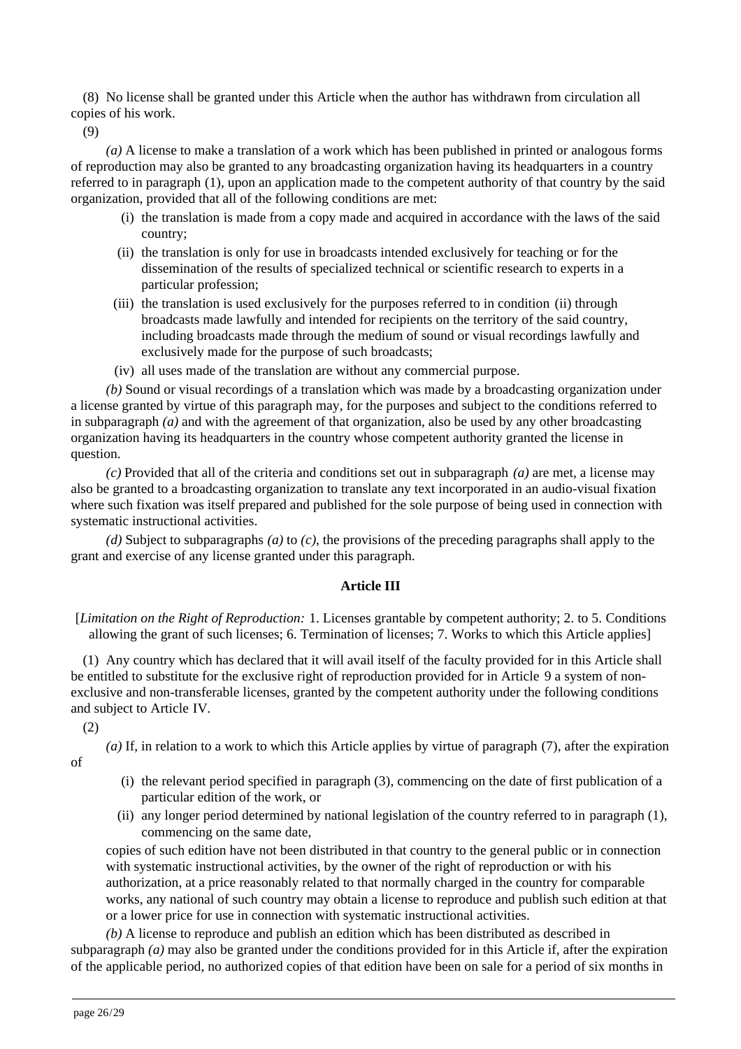(8) No license shall be granted under this Article when the author has withdrawn from circulation all copies of his work.

(9)

*(a)* A license to make a translation of a work which has been published in printed or analogous forms of reproduction may also be granted to any broadcasting organization having its headquarters in a country referred to in paragraph (1), upon an application made to the competent authority of that country by the said organization, provided that all of the following conditions are met:

- (i) the translation is made from a copy made and acquired in accordance with the laws of the said country;
- (ii) the translation is only for use in broadcasts intended exclusively for teaching or for the dissemination of the results of specialized technical or scientific research to experts in a particular profession;
- (iii) the translation is used exclusively for the purposes referred to in condition (ii) through broadcasts made lawfully and intended for recipients on the territory of the said country, including broadcasts made through the medium of sound or visual recordings lawfully and exclusively made for the purpose of such broadcasts;
- (iv) all uses made of the translation are without any commercial purpose.

*(b)* Sound or visual recordings of a translation which was made by a broadcasting organization under a license granted by virtue of this paragraph may, for the purposes and subject to the conditions referred to in subparagraph *(a)* and with the agreement of that organization, also be used by any other broadcasting organization having its headquarters in the country whose competent authority granted the license in question.

*(c)* Provided that all of the criteria and conditions set out in subparagraph *(a)* are met, a license may also be granted to a broadcasting organization to translate any text incorporated in an audio-visual fixation where such fixation was itself prepared and published for the sole purpose of being used in connection with systematic instructional activities.

*(d)* Subject to subparagraphs *(a)* to *(c)*, the provisions of the preceding paragraphs shall apply to the grant and exercise of any license granted under this paragraph.

## Article III

[*Limitation on the Right of Reproduction:* 1. Licenses grantable by competent authority; 2. to 5. Conditions allowing the grant of such licenses; 6. Termination of licenses; 7. Works to which this Article applies]

(1) Any country which has declared that it will avail itself of the faculty provided for in this Article shall be entitled to substitute for the exclusive right of reproduction provided for in Article 9 a system of non-exclusive and non-transferable licenses, granted by the competent authority under the following conditions and subject to Article IV.

(2)

*(a)* If, in relation to a work to which this Article applies by virtue of paragraph (7), after the expiration of

- (i) the relevant period specified in paragraph (3), commencing on the date of first publication of a particular edition of the work, or
- (ii) any longer period determined by national legislation of the country referred to in paragraph (1), commencing on the same date,

copies of such edition have not been distributed in that country to the general public or in connection with systematic instructional activities, by the owner of the right of reproduction or with his authorization, at a price reasonably related to that normally charged in the country for comparable works, any national of such country may obtain a license to reproduce and publish such edition at that or a lower price for use in connection with systematic instructional activities.

*(b)* A license to reproduce and publish an edition which has been distributed as described in subparagraph *(a)* may also be granted under the conditions provided for in this Article if, after the expiration of the applicable period, no authorized copies of that edition have been on sale for a period of six months in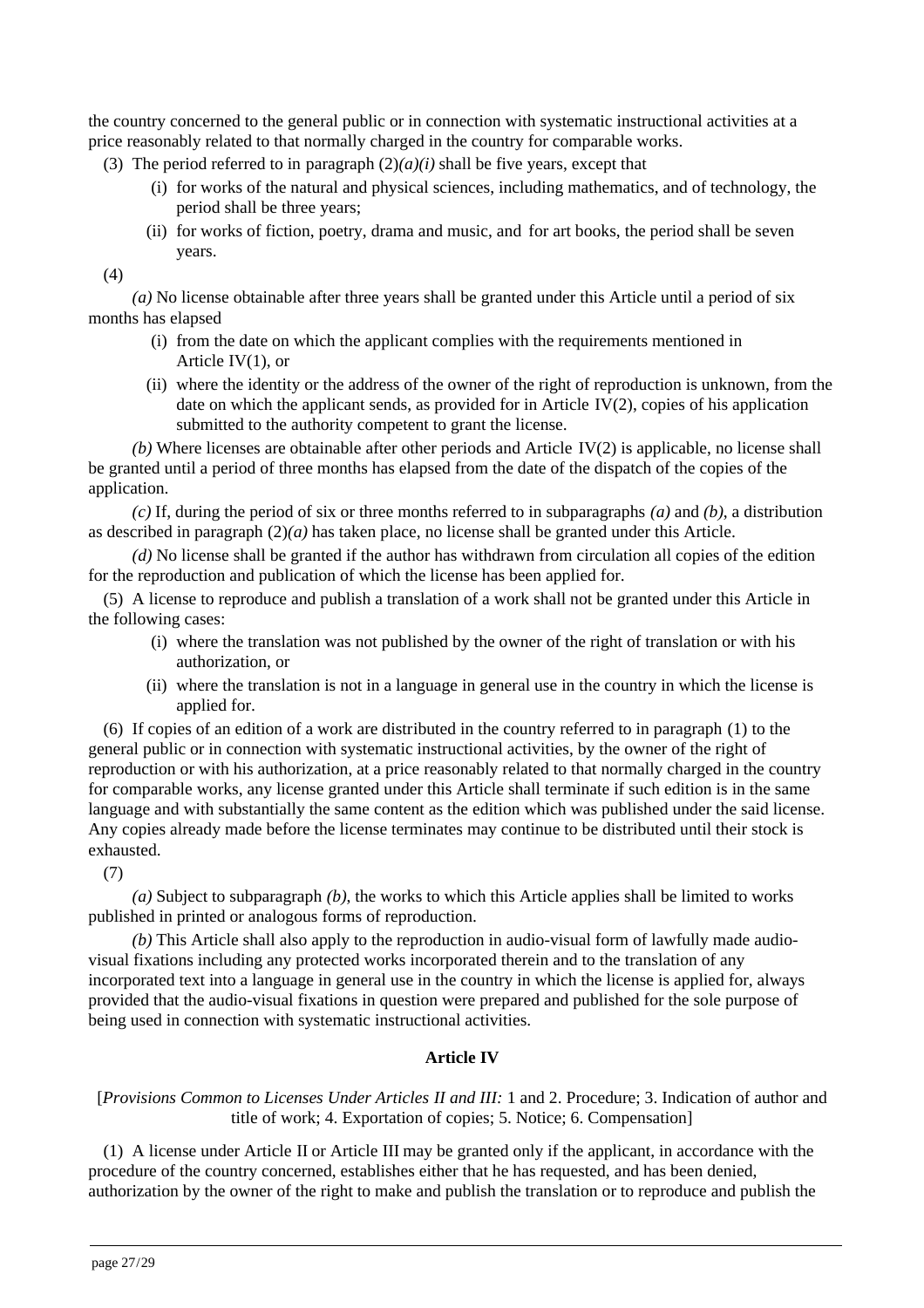the country concerned to the general public or in connection with systematic instructional activities at a price reasonably related to that normally charged in the country for comparable works.

(3) The period referred to in paragraph (2)*(a)(i)* shall be five years, except that

- (i) for works of the natural and physical sciences, including mathematics, and of technology, the period shall be three years;
- (ii) for works of fiction, poetry, drama and music, and for art books, the period shall be seven years.

(4)

*(a)* No license obtainable after three years shall be granted under this Article until a period of six months has elapsed

- (i) from the date on which the applicant complies with the requirements mentioned in Article IV(1), or
- (ii) where the identity or the address of the owner of the right of reproduction is unknown, from the date on which the applicant sends, as provided for in Article IV(2), copies of his application submitted to the authority competent to grant the license.

*(b)* Where licenses are obtainable after other periods and Article IV(2) is applicable, no license shall be granted until a period of three months has elapsed from the date of the dispatch of the copies of the application.

*(c)* If, during the period of six or three months referred to in subparagraphs *(a)* and *(b)*, a distribution as described in paragraph (2)*(a)* has taken place, no license shall be granted under this Article.

*(d)* No license shall be granted if the author has withdrawn from circulation all copies of the edition for the reproduction and publication of which the license has been applied for.

(5) A license to reproduce and publish a translation of a work shall not be granted under this Article in the following cases:

- (i) where the translation was not published by the owner of the right of translation or with his authorization, or
- (ii) where the translation is not in a language in general use in the country in which the license is applied for.

(6) If copies of an edition of a work are distributed in the country referred to in paragraph (1) to the general public or in connection with systematic instructional activities, by the owner of the right of reproduction or with his authorization, at a price reasonably related to that normally charged in the country for comparable works, any license granted under this Article shall terminate if such edition is in the same language and with substantially the same content as the edition which was published under the said license. Any copies already made before the license terminates may continue to be distributed until their stock is exhausted.

(7)

*(a)* Subject to subparagraph *(b)*, the works to which this Article applies shall be limited to works published in printed or analogous forms of reproduction.

*(b)* This Article shall also apply to the reproduction in audio-visual form of lawfully made audio-visual fixations including any protected works incorporated therein and to the translation of any incorporated text into a language in general use in the country in which the license is applied for, always provided that the audio-visual fixations in question were prepared and published for the sole purpose of being used in connection with systematic instructional activities.

### Article IV

[*Provisions Common to Licenses Under Articles II and III:* 1 and 2. Procedure; 3. Indication of author and title of work; 4. Exportation of copies; 5. Notice; 6. Compensation]

(1) A license under Article II or Article III may be granted only if the applicant, in accordance with the procedure of the country concerned, establishes either that he has requested, and has been denied, authorization by the owner of the right to make and publish the translation or to reproduce and publish the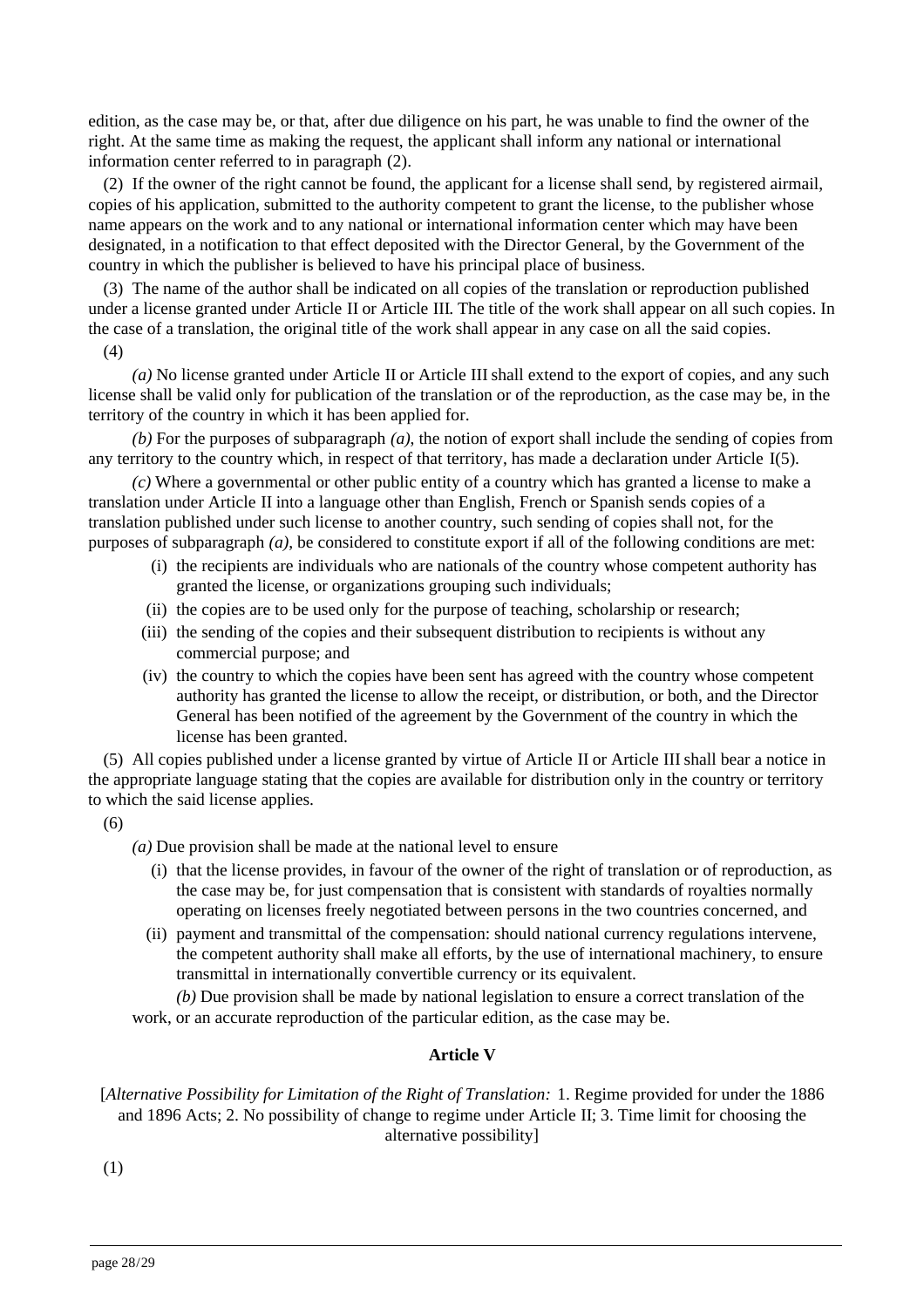edition, as the case may be, or that, after due diligence on his part, he was unable to find the owner of the right. At the same time as making the request, the applicant shall inform any national or international information center referred to in paragraph (2).

(2) If the owner of the right cannot be found, the applicant for a license shall send, by registered airmail, copies of his application, submitted to the authority competent to grant the license, to the publisher whose name appears on the work and to any national or international information center which may have been designated, in a notification to that effect deposited with the Director General, by the Government of the country in which the publisher is believed to have his principal place of business.

(3) The name of the author shall be indicated on all copies of the translation or reproduction published under a license granted under Article II or Article III. The title of the work shall appear on all such copies. In the case of a translation, the original title of the work shall appear in any case on all the said copies.

(4)

*(a)* No license granted under Article II or Article III shall extend to the export of copies, and any such license shall be valid only for publication of the translation or of the reproduction, as the case may be, in the territory of the country in which it has been applied for.

*(b)* For the purposes of subparagraph *(a)*, the notion of export shall include the sending of copies from any territory to the country which, in respect of that territory, has made a declaration under Article I(5).

*(c)* Where a governmental or other public entity of a country which has granted a license to make a translation under Article II into a language other than English, French or Spanish sends copies of a translation published under such license to another country, such sending of copies shall not, for the purposes of subparagraph *(a)*, be considered to constitute export if all of the following conditions are met:

(i) the recipients are individuals who are nationals of the country whose competent authority has granted the license, or organizations grouping such individuals;

(ii) the copies are to be used only for the purpose of teaching, scholarship or research;

(iii) the sending of the copies and their subsequent distribution to recipients is without any commercial purpose; and

(iv) the country to which the copies have been sent has agreed with the country whose competent authority has granted the license to allow the receipt, or distribution, or both, and the Director General has been notified of the agreement by the Government of the country in which the license has been granted.

(5) All copies published under a license granted by virtue of Article II or Article III shall bear a notice in the appropriate language stating that the copies are available for distribution only in the country or territory to which the said license applies.

(6)

*(a)* Due provision shall be made at the national level to ensure

(i) that the license provides, in favour of the owner of the right of translation or of reproduction, as the case may be, for just compensation that is consistent with standards of royalties normally operating on licenses freely negotiated between persons in the two countries concerned, and

(ii) payment and transmittal of the compensation: should national currency regulations intervene, the competent authority shall make all efforts, by the use of international machinery, to ensure transmittal in internationally convertible currency or its equivalent.

*(b)* Due provision shall be made by national legislation to ensure a correct translation of the work, or an accurate reproduction of the particular edition, as the case may be.

### Article V

[*Alternative Possibility for Limitation of the Right of Translation:* 1. Regime provided for under the 1886 and 1896 Acts; 2. No possibility of change to regime under Article II; 3. Time limit for choosing the alternative possibility]

(1)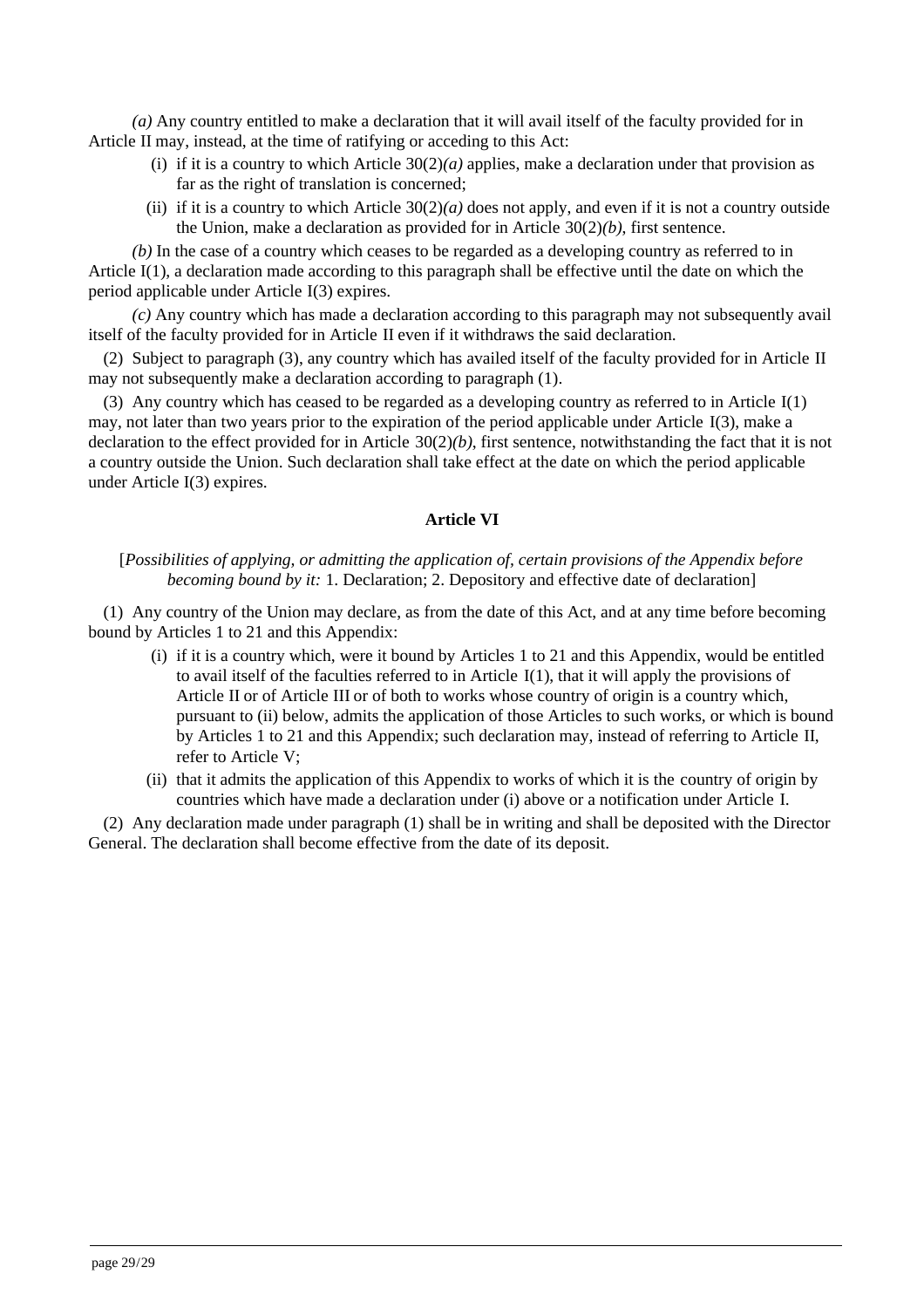*(a)* Any country entitled to make a declaration that it will avail itself of the faculty provided for in Article II may, instead, at the time of ratifying or acceding to this Act:

(i) if it is a country to which Article 30(2)*(a)* applies, make a declaration under that provision as far as the right of translation is concerned;

(ii) if it is a country to which Article 30(2)*(a)* does not apply, and even if it is not a country outside the Union, make a declaration as provided for in Article 30(2)*(b)*, first sentence.

*(b)* In the case of a country which ceases to be regarded as a developing country as referred to in Article I(1), a declaration made according to this paragraph shall be effective until the date on which the period applicable under Article I(3) expires.

*(c)* Any country which has made a declaration according to this paragraph may not subsequently avail itself of the faculty provided for in Article II even if it withdraws the said declaration.

(2) Subject to paragraph (3), any country which has availed itself of the faculty provided for in Article II may not subsequently make a declaration according to paragraph (1).

(3) Any country which has ceased to be regarded as a developing country as referred to in Article I(1) may, not later than two years prior to the expiration of the period applicable under Article I(3), make a declaration to the effect provided for in Article 30(2)*(b)*, first sentence, notwithstanding the fact that it is not a country outside the Union. Such declaration shall take effect at the date on which the period applicable under Article I(3) expires.

### Article VI

[*Possibilities of applying, or admitting the application of, certain provisions of the Appendix before becoming bound by it:* 1. Declaration; 2. Depository and effective date of declaration]

(1) Any country of the Union may declare, as from the date of this Act, and at any time before becoming bound by Articles 1 to 21 and this Appendix:

(i) if it is a country which, were it bound by Articles 1 to 21 and this Appendix, would be entitled to avail itself of the faculties referred to in Article I(1), that it will apply the provisions of Article II or of Article III or of both to works whose country of origin is a country which, pursuant to (ii) below, admits the application of those Articles to such works, or which is bound by Articles 1 to 21 and this Appendix; such declaration may, instead of referring to Article II, refer to Article V;

(ii) that it admits the application of this Appendix to works of which it is the country of origin by countries which have made a declaration under (i) above or a notification under Article I.

(2) Any declaration made under paragraph (1) shall be in writing and shall be deposited with the Director General. The declaration shall become effective from the date of its deposit.